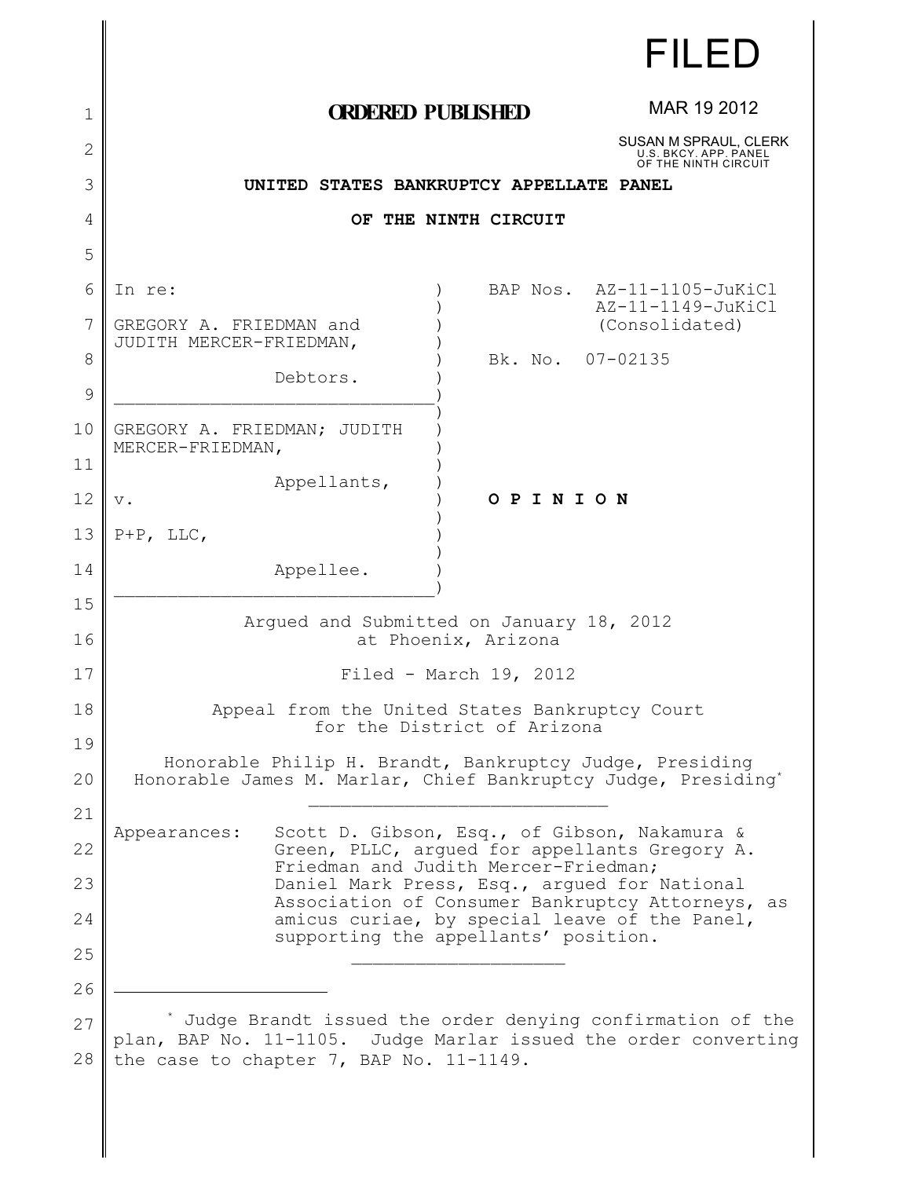FILED

**ORDERED PUBLISHED**

MAR 19 2012

SUSAN M SPRAUL, CLERK
U.S. BKCY. APP. PANEL
OF THE NINTH CIRCUIT

**UNITED STATES BANKRUPTCY APPELLATE PANEL**

**OF THE NINTH CIRCUIT**

| | |
|---|---|
| In re: | BAP Nos. AZ-11-1105-JuKiCl<br>AZ-11-1149-JuKiCl<br>(Consolidated) |
| GREGORY A. FRIEDMAN and JUDITH MERCER-FRIEDMAN,<br><br>Debtors. | Bk. No. 07-02135 |
| GREGORY A. FRIEDMAN; JUDITH MERCER-FRIEDMAN,<br><br>Appellants,<br><br>v.<br><br>P+P, LLC,<br><br>Appellee. | **O P I N I O N** |

Argued and Submitted on January 18, 2012
at Phoenix, Arizona

Filed - March 19, 2012

Appeal from the United States Bankruptcy Court
for the District of Arizona

Honorable Philip H. Brandt, Bankruptcy Judge, Presiding
Honorable James M. Marlar, Chief Bankruptcy Judge, Presiding*

---

Appearances: Scott D. Gibson, Esq., of Gibson, Nakamura & Green, PLLC, argued for appellants Gregory A. Friedman and Judith Mercer-Friedman; Daniel Mark Press, Esq., argued for National Association of Consumer Bankruptcy Attorneys, as amicus curiae, by special leave of the Panel, supporting the appellants' position.

---

\* Judge Brandt issued the order denying confirmation of the plan, BAP No. 11-1105. Judge Marlar issued the order converting the case to chapter 7, BAP No. 11-1149.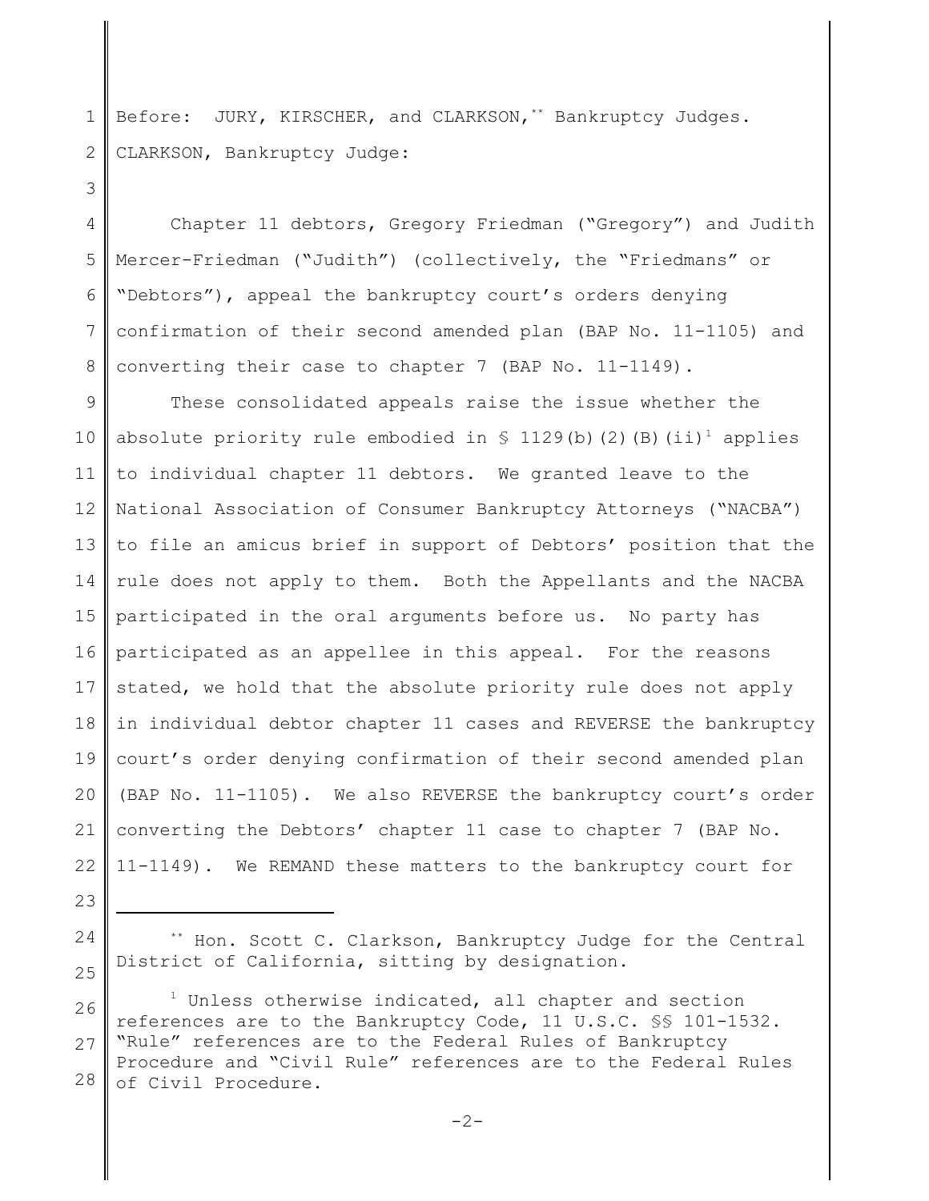Before: JURY, KIRSCHER, and CLARKSON,[**] Bankruptcy Judges.

CLARKSON, Bankruptcy Judge:

Chapter 11 debtors, Gregory Friedman ("Gregory") and Judith Mercer-Friedman ("Judith") (collectively, the "Friedmans" or "Debtors"), appeal the bankruptcy court's orders denying confirmation of their second amended plan (BAP No. 11-1105) and converting their case to chapter 7 (BAP No. 11-1149).

These consolidated appeals raise the issue whether the absolute priority rule embodied in § 1129(b)(2)(B)(ii)[1] applies to individual chapter 11 debtors. We granted leave to the National Association of Consumer Bankruptcy Attorneys ("NACBA") to file an amicus brief in support of Debtors' position that the rule does not apply to them. Both the Appellants and the NACBA participated in the oral arguments before us. No party has participated as an appellee in this appeal. For the reasons stated, we hold that the absolute priority rule does not apply in individual debtor chapter 11 cases and REVERSE the bankruptcy court's order denying confirmation of their second amended plan (BAP No. 11-1105). We also REVERSE the bankruptcy court's order converting the Debtors' chapter 11 case to chapter 7 (BAP No. 11-1149). We REMAND these matters to the bankruptcy court for

---

[**] Hon. Scott C. Clarkson, Bankruptcy Judge for the Central District of California, sitting by designation.

[1] Unless otherwise indicated, all chapter and section references are to the Bankruptcy Code, 11 U.S.C. §§ 101-1532. "Rule" references are to the Federal Rules of Bankruptcy Procedure and "Civil Rule" references are to the Federal Rules of Civil Procedure.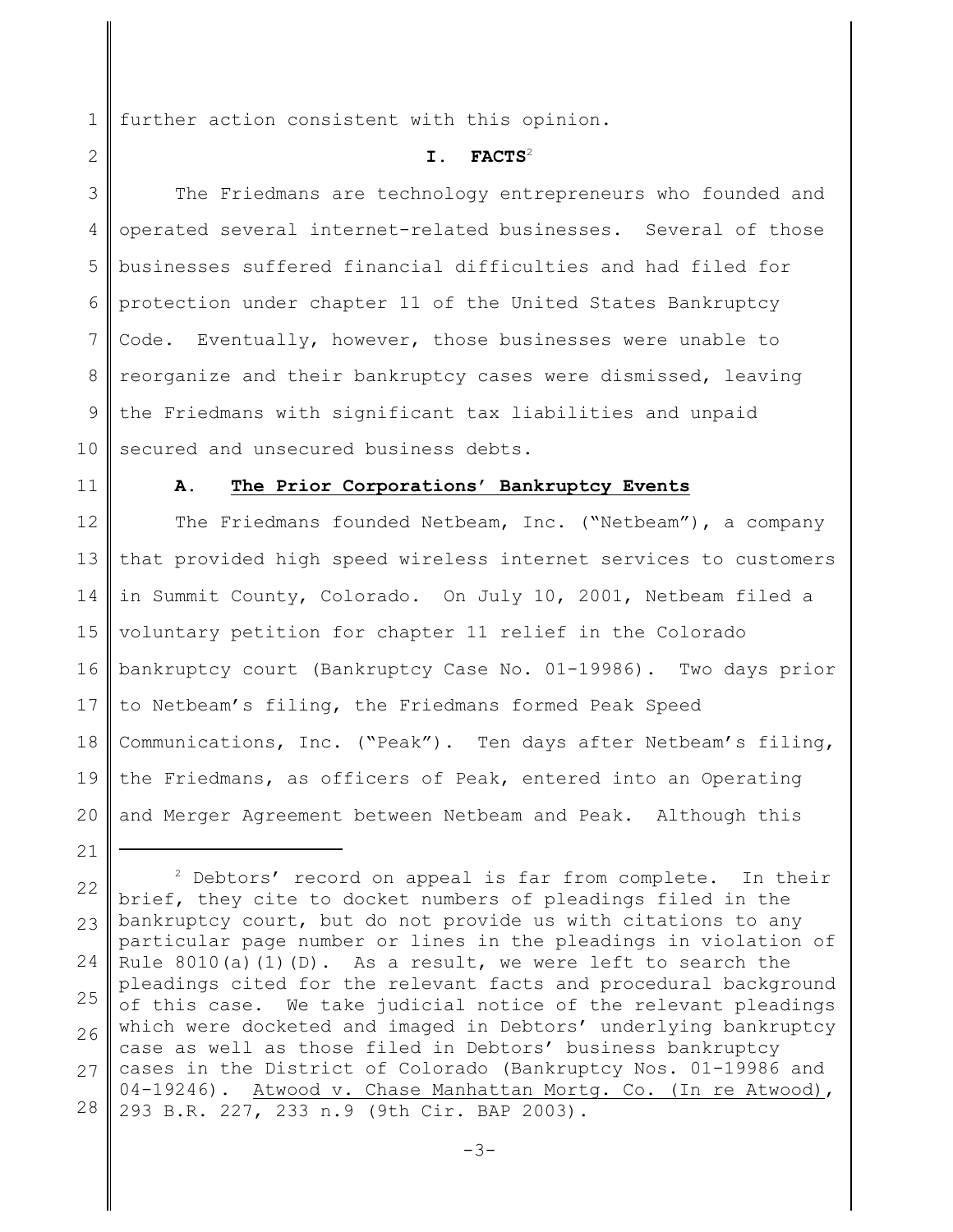further action consistent with this opinion.

## I. FACTS[2]

The Friedmans are technology entrepreneurs who founded and operated several internet-related businesses. Several of those businesses suffered financial difficulties and had filed for protection under chapter 11 of the United States Bankruptcy Code. Eventually, however, those businesses were unable to reorganize and their bankruptcy cases were dismissed, leaving the Friedmans with significant tax liabilities and unpaid secured and unsecured business debts.

### A. The Prior Corporations' Bankruptcy Events

The Friedmans founded Netbeam, Inc. ("Netbeam"), a company that provided high speed wireless internet services to customers in Summit County, Colorado. On July 10, 2001, Netbeam filed a voluntary petition for chapter 11 relief in the Colorado bankruptcy court (Bankruptcy Case No. 01-19986). Two days prior to Netbeam's filing, the Friedmans formed Peak Speed Communications, Inc. ("Peak"). Ten days after Netbeam's filing, the Friedmans, as officers of Peak, entered into an Operating and Merger Agreement between Netbeam and Peak. Although this

---

[2] Debtors' record on appeal is far from complete. In their brief, they cite to docket numbers of pleadings filed in the bankruptcy court, but do not provide us with citations to any particular page number or lines in the pleadings in violation of Rule 8010(a)(1)(D). As a result, we were left to search the pleadings cited for the relevant facts and procedural background of this case. We take judicial notice of the relevant pleadings which were docketed and imaged in Debtors' underlying bankruptcy case as well as those filed in Debtors' business bankruptcy cases in the District of Colorado (Bankruptcy Nos. 01-19986 and 04-19246). Atwood v. Chase Manhattan Mortg. Co. (In re Atwood), 293 B.R. 227, 233 n.9 (9th Cir. BAP 2003).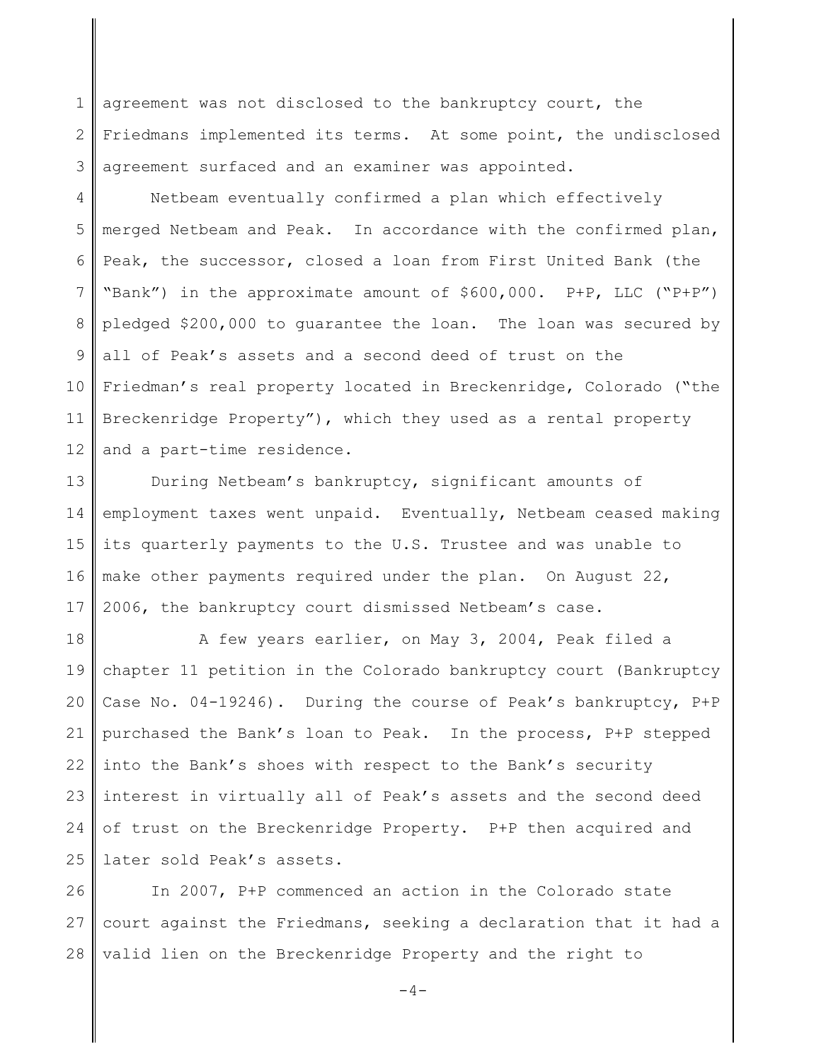agreement was not disclosed to the bankruptcy court, the Friedmans implemented its terms. At some point, the undisclosed agreement surfaced and an examiner was appointed.

Netbeam eventually confirmed a plan which effectively merged Netbeam and Peak. In accordance with the confirmed plan, Peak, the successor, closed a loan from First United Bank (the "Bank") in the approximate amount of $600,000. P+P, LLC ("P+P") pledged $200,000 to guarantee the loan. The loan was secured by all of Peak's assets and a second deed of trust on the Friedman's real property located in Breckenridge, Colorado ("the Breckenridge Property"), which they used as a rental property and a part-time residence.

During Netbeam's bankruptcy, significant amounts of employment taxes went unpaid. Eventually, Netbeam ceased making its quarterly payments to the U.S. Trustee and was unable to make other payments required under the plan. On August 22, 2006, the bankruptcy court dismissed Netbeam's case.

A few years earlier, on May 3, 2004, Peak filed a chapter 11 petition in the Colorado bankruptcy court (Bankruptcy Case No. 04-19246). During the course of Peak's bankruptcy, P+P purchased the Bank's loan to Peak. In the process, P+P stepped into the Bank's shoes with respect to the Bank's security interest in virtually all of Peak's assets and the second deed of trust on the Breckenridge Property. P+P then acquired and later sold Peak's assets.

In 2007, P+P commenced an action in the Colorado state court against the Friedmans, seeking a declaration that it had a valid lien on the Breckenridge Property and the right to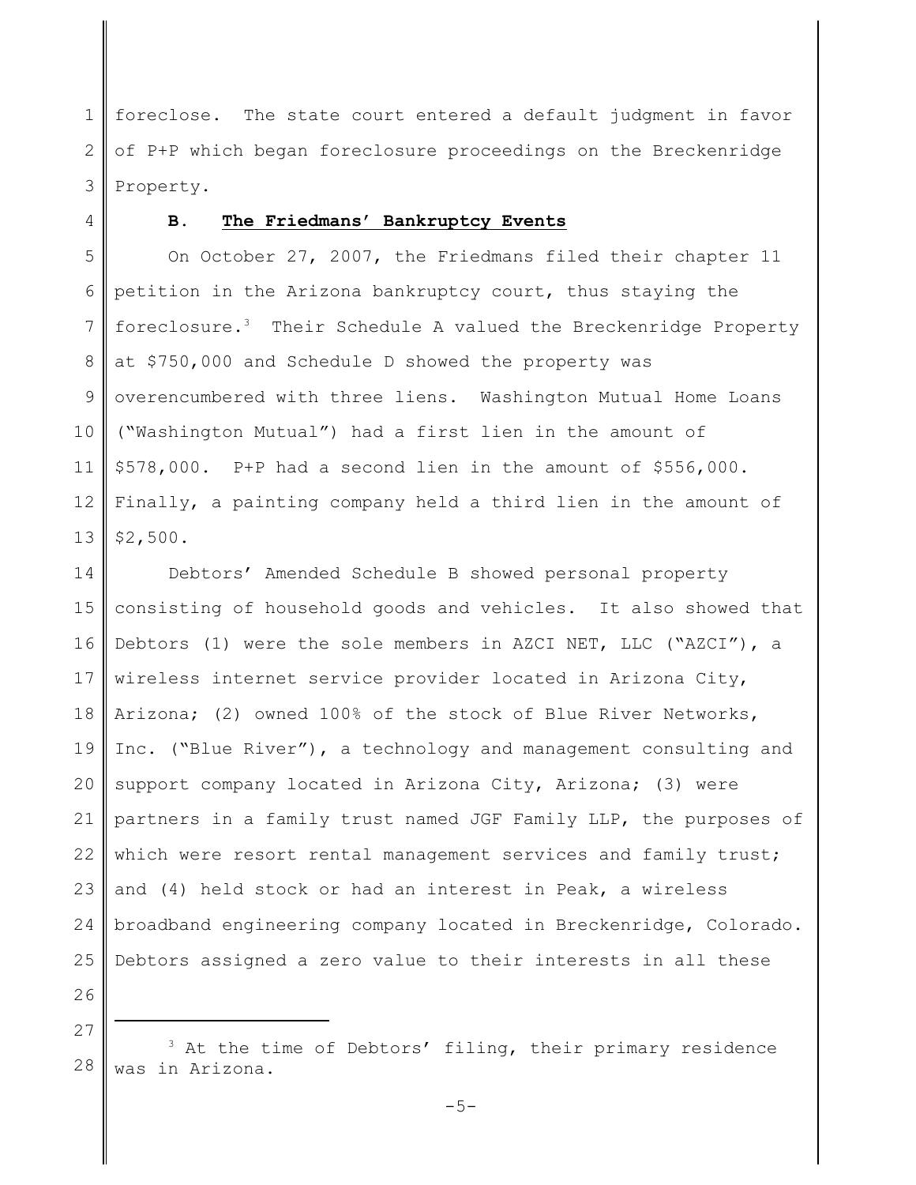foreclose. The state court entered a default judgment in favor of P+P which began foreclosure proceedings on the Breckenridge Property.

### B. The Friedmans' Bankruptcy Events

On October 27, 2007, the Friedmans filed their chapter 11 petition in the Arizona bankruptcy court, thus staying the foreclosure.[3] Their Schedule A valued the Breckenridge Property at $750,000 and Schedule D showed the property was overencumbered with three liens. Washington Mutual Home Loans ("Washington Mutual") had a first lien in the amount of $578,000. P+P had a second lien in the amount of $556,000. Finally, a painting company held a third lien in the amount of $2,500.

Debtors' Amended Schedule B showed personal property consisting of household goods and vehicles. It also showed that Debtors (1) were the sole members in AZCI NET, LLC ("AZCI"), a wireless internet service provider located in Arizona City, Arizona; (2) owned 100% of the stock of Blue River Networks, Inc. ("Blue River"), a technology and management consulting and support company located in Arizona City, Arizona; (3) were partners in a family trust named JGF Family LLP, the purposes of which were resort rental management services and family trust; and (4) held stock or had an interest in Peak, a wireless broadband engineering company located in Breckenridge, Colorado. Debtors assigned a zero value to their interests in all these

---

[3] At the time of Debtors' filing, their primary residence was in Arizona.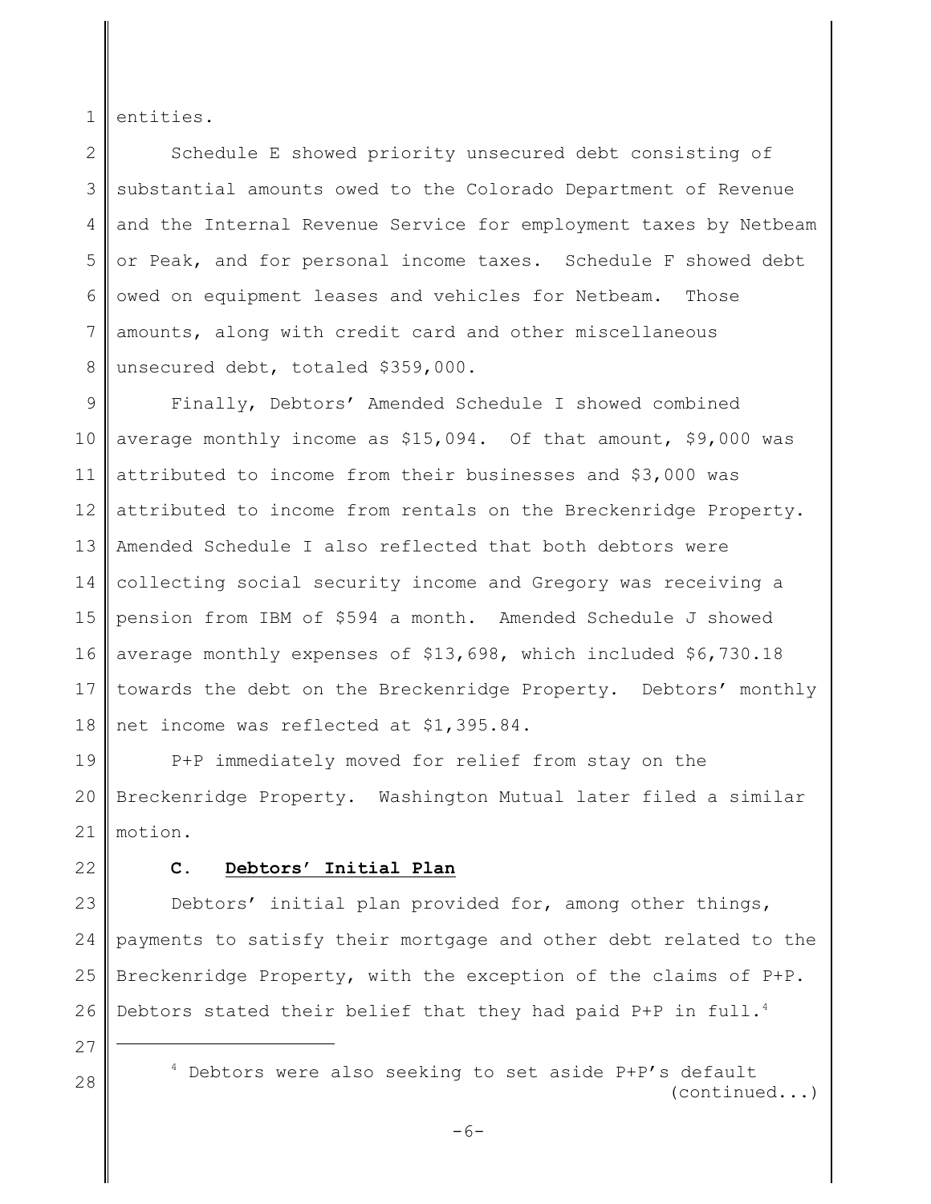entities.

Schedule E showed priority unsecured debt consisting of substantial amounts owed to the Colorado Department of Revenue and the Internal Revenue Service for employment taxes by Netbeam or Peak, and for personal income taxes. Schedule F showed debt owed on equipment leases and vehicles for Netbeam. Those amounts, along with credit card and other miscellaneous unsecured debt, totaled $359,000.

Finally, Debtors' Amended Schedule I showed combined average monthly income as $15,094. Of that amount, $9,000 was attributed to income from their businesses and $3,000 was attributed to income from rentals on the Breckenridge Property. Amended Schedule I also reflected that both debtors were collecting social security income and Gregory was receiving a pension from IBM of $594 a month. Amended Schedule J showed average monthly expenses of $13,698, which included $6,730.18 towards the debt on the Breckenridge Property. Debtors' monthly net income was reflected at $1,395.84.

P+P immediately moved for relief from stay on the Breckenridge Property. Washington Mutual later filed a similar motion.

### C. **Debtors' Initial Plan**

Debtors' initial plan provided for, among other things, payments to satisfy their mortgage and other debt related to the Breckenridge Property, with the exception of the claims of P+P. Debtors stated their belief that they had paid P+P in full.[4]

---

[4] Debtors were also seeking to set aside P+P's default (continued...)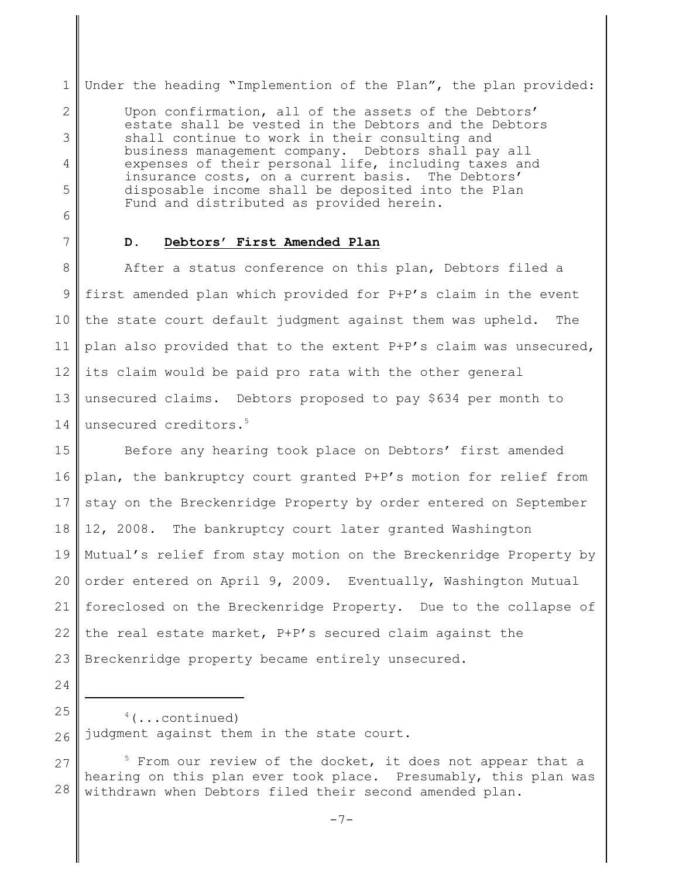Under the heading "Implemention of the Plan", the plan provided:

> Upon confirmation, all of the assets of the Debtors' estate shall be vested in the Debtors and the Debtors shall continue to work in their consulting and business management company. Debtors shall pay all expenses of their personal life, including taxes and insurance costs, on a current basis. The Debtors' disposable income shall be deposited into the Plan Fund and distributed as provided herein.

### D. **Debtors' First Amended Plan**

After a status conference on this plan, Debtors filed a first amended plan which provided for P+P's claim in the event the state court default judgment against them was upheld. The plan also provided that to the extent P+P's claim was unsecured, its claim would be paid pro rata with the other general unsecured claims. Debtors proposed to pay $634 per month to unsecured creditors.[5]

Before any hearing took place on Debtors' first amended plan, the bankruptcy court granted P+P's motion for relief from stay on the Breckenridge Property by order entered on September 12, 2008. The bankruptcy court later granted Washington Mutual's relief from stay motion on the Breckenridge Property by order entered on April 9, 2009. Eventually, Washington Mutual foreclosed on the Breckenridge Property. Due to the collapse of the real estate market, P+P's secured claim against the Breckenridge property became entirely unsecured.

---

[4](...continued) judgment against them in the state court.

[5] From our review of the docket, it does not appear that a hearing on this plan ever took place. Presumably, this plan was withdrawn when Debtors filed their second amended plan.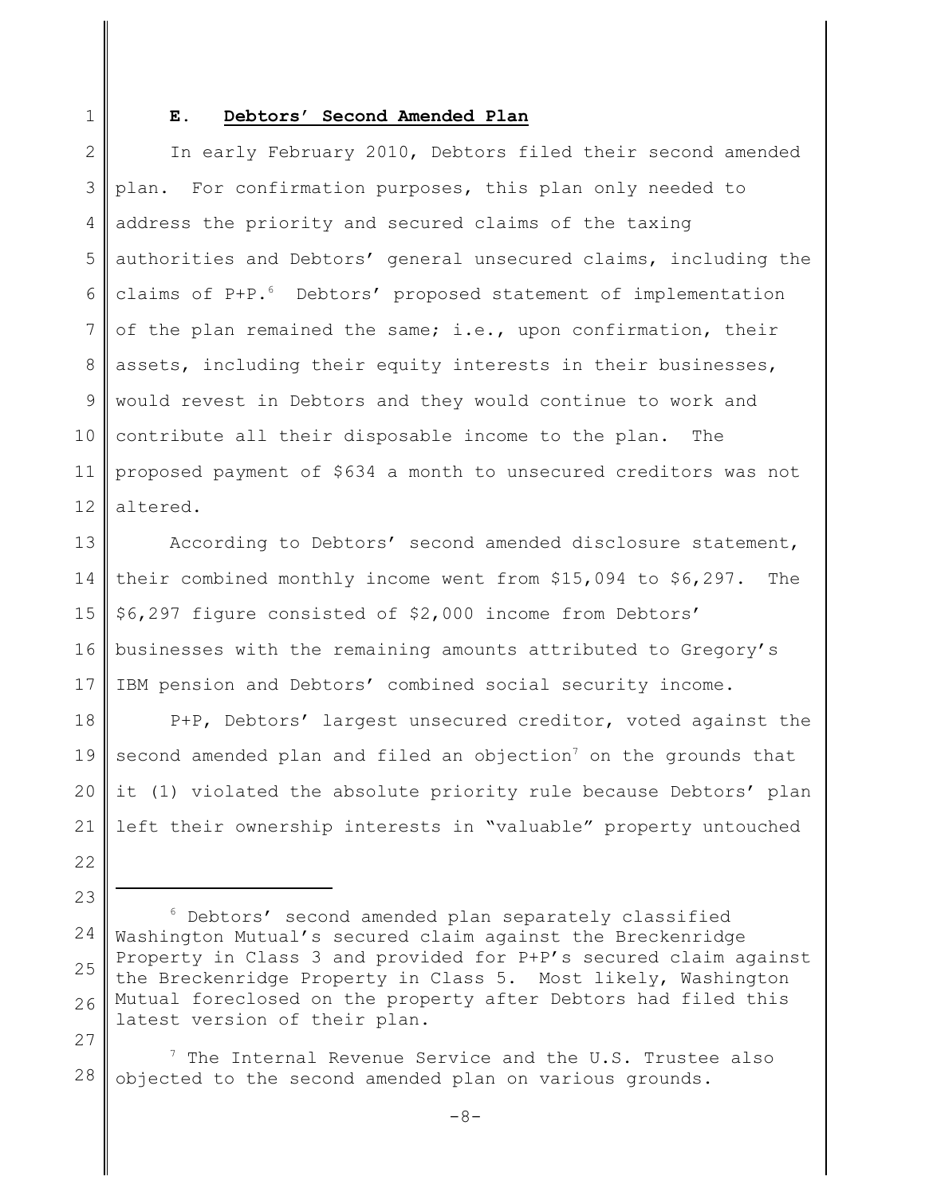### E. **Debtors' Second Amended Plan**

In early February 2010, Debtors filed their second amended plan. For confirmation purposes, this plan only needed to address the priority and secured claims of the taxing authorities and Debtors' general unsecured claims, including the claims of P+P.[6] Debtors' proposed statement of implementation of the plan remained the same; i.e., upon confirmation, their assets, including their equity interests in their businesses, would revest in Debtors and they would continue to work and contribute all their disposable income to the plan. The proposed payment of $634 a month to unsecured creditors was not altered.

According to Debtors' second amended disclosure statement, their combined monthly income went from $15,094 to $6,297. The $6,297 figure consisted of $2,000 income from Debtors' businesses with the remaining amounts attributed to Gregory's IBM pension and Debtors' combined social security income.

P+P, Debtors' largest unsecured creditor, voted against the second amended plan and filed an objection[7] on the grounds that it (1) violated the absolute priority rule because Debtors' plan left their ownership interests in "valuable" property untouched

---

[6] Debtors' second amended plan separately classified Washington Mutual's secured claim against the Breckenridge Property in Class 3 and provided for P+P's secured claim against the Breckenridge Property in Class 5. Most likely, Washington Mutual foreclosed on the property after Debtors had filed this latest version of their plan.

[7] The Internal Revenue Service and the U.S. Trustee also objected to the second amended plan on various grounds.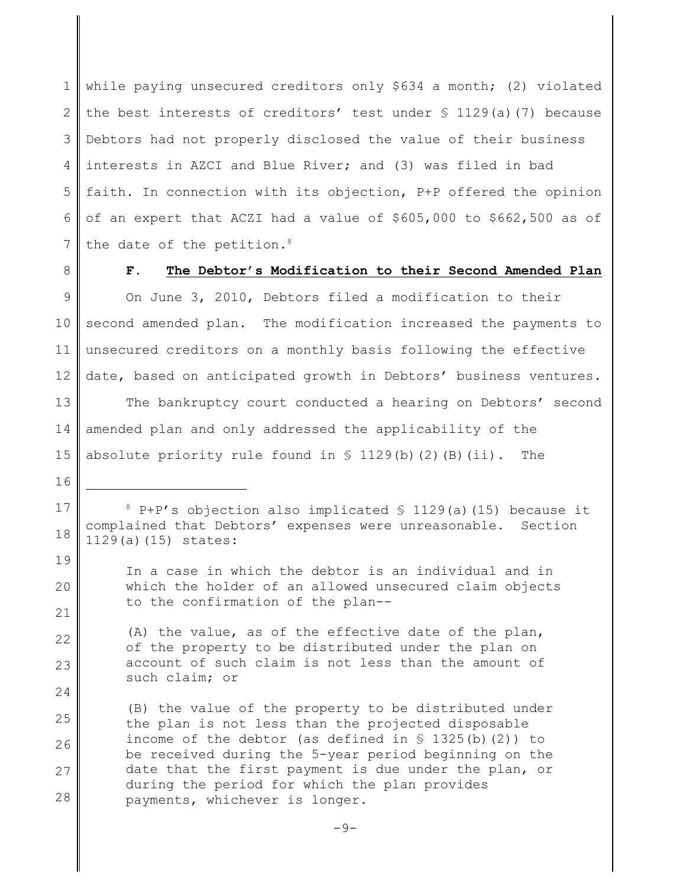while paying unsecured creditors only $634 a month; (2) violated the best interests of creditors' test under § 1129(a)(7) because Debtors had not properly disclosed the value of their business interests in AZCI and Blue River; and (3) was filed in bad faith. In connection with its objection, P+P offered the opinion of an expert that ACZI had a value of $605,000 to $662,500 as of the date of the petition.[8]

### F. The Debtor's Modification to their Second Amended Plan

On June 3, 2010, Debtors filed a modification to their second amended plan. The modification increased the payments to unsecured creditors on a monthly basis following the effective date, based on anticipated growth in Debtors' business ventures.

The bankruptcy court conducted a hearing on Debtors' second amended plan and only addressed the applicability of the absolute priority rule found in § 1129(b)(2)(B)(ii). The

---

[8] P+P's objection also implicated § 1129(a)(15) because it complained that Debtors' expenses were unreasonable. Section 1129(a)(15) states:

> In a case in which the debtor is an individual and in which the holder of an allowed unsecured claim objects to the confirmation of the plan--
>
> (A) the value, as of the effective date of the plan, of the property to be distributed under the plan on account of such claim is not less than the amount of such claim; or
>
> (B) the value of the property to be distributed under the plan is not less than the projected disposable income of the debtor (as defined in § 1325(b)(2)) to be received during the 5-year period beginning on the date that the first payment is due under the plan, or during the period for which the plan provides payments, whichever is longer.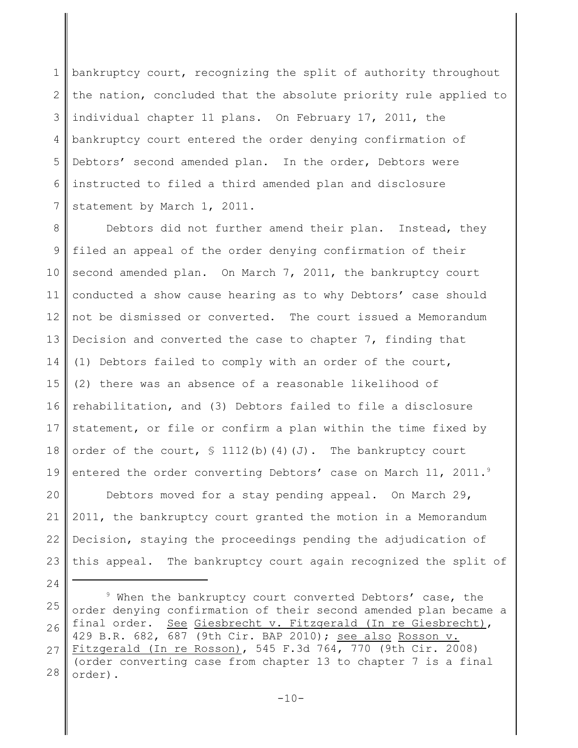bankruptcy court, recognizing the split of authority throughout the nation, concluded that the absolute priority rule applied to individual chapter 11 plans. On February 17, 2011, the bankruptcy court entered the order denying confirmation of Debtors' second amended plan. In the order, Debtors were instructed to filed a third amended plan and disclosure statement by March 1, 2011.

Debtors did not further amend their plan. Instead, they filed an appeal of the order denying confirmation of their second amended plan. On March 7, 2011, the bankruptcy court conducted a show cause hearing as to why Debtors' case should not be dismissed or converted. The court issued a Memorandum Decision and converted the case to chapter 7, finding that (1) Debtors failed to comply with an order of the court, (2) there was an absence of a reasonable likelihood of rehabilitation, and (3) Debtors failed to file a disclosure statement, or file or confirm a plan within the time fixed by order of the court, § 1112(b)(4)(J). The bankruptcy court entered the order converting Debtors' case on March 11, 2011.[9]

Debtors moved for a stay pending appeal. On March 29, 2011, the bankruptcy court granted the motion in a Memorandum Decision, staying the proceedings pending the adjudication of this appeal. The bankruptcy court again recognized the split of

---

[9] When the bankruptcy court converted Debtors' case, the order denying confirmation of their second amended plan became a final order. See Giesbrecht v. Fitzgerald (In re Giesbrecht), 429 B.R. 682, 687 (9th Cir. BAP 2010); see also Rosson v. Fitzgerald (In re Rosson), 545 F.3d 764, 770 (9th Cir. 2008) (order converting case from chapter 13 to chapter 7 is a final order).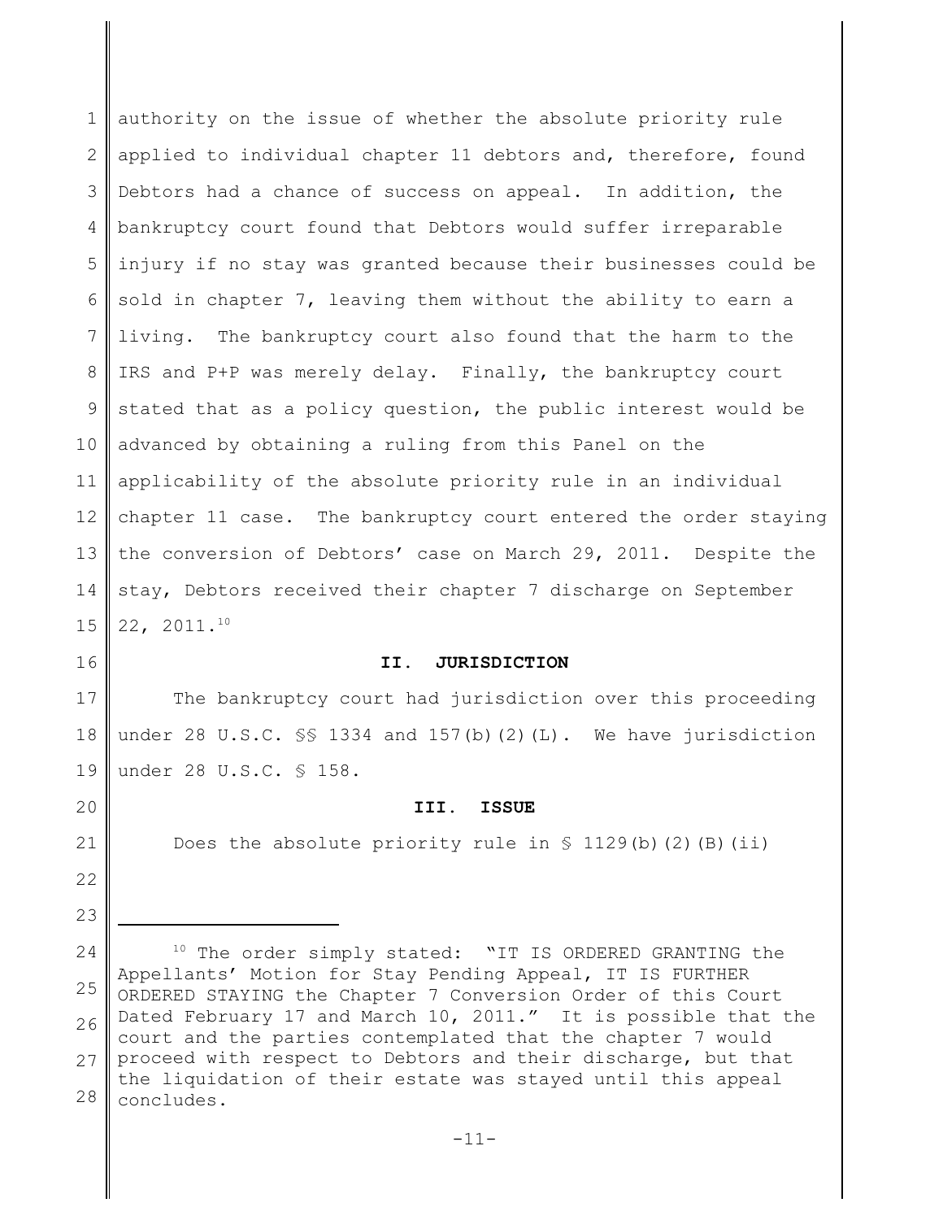authority on the issue of whether the absolute priority rule applied to individual chapter 11 debtors and, therefore, found Debtors had a chance of success on appeal. In addition, the bankruptcy court found that Debtors would suffer irreparable injury if no stay was granted because their businesses could be sold in chapter 7, leaving them without the ability to earn a living. The bankruptcy court also found that the harm to the IRS and P+P was merely delay. Finally, the bankruptcy court stated that as a policy question, the public interest would be advanced by obtaining a ruling from this Panel on the applicability of the absolute priority rule in an individual chapter 11 case. The bankruptcy court entered the order staying the conversion of Debtors' case on March 29, 2011. Despite the stay, Debtors received their chapter 7 discharge on September 22, 2011.[10]

## II. JURISDICTION

The bankruptcy court had jurisdiction over this proceeding under 28 U.S.C. §§ 1334 and 157(b)(2)(L). We have jurisdiction under 28 U.S.C. § 158.

## III. ISSUE

Does the absolute priority rule in § 1129(b)(2)(B)(ii)

---

[10] The order simply stated: "IT IS ORDERED GRANTING the Appellants' Motion for Stay Pending Appeal, IT IS FURTHER ORDERED STAYING the Chapter 7 Conversion Order of this Court Dated February 17 and March 10, 2011." It is possible that the court and the parties contemplated that the chapter 7 would proceed with respect to Debtors and their discharge, but that the liquidation of their estate was stayed until this appeal concludes.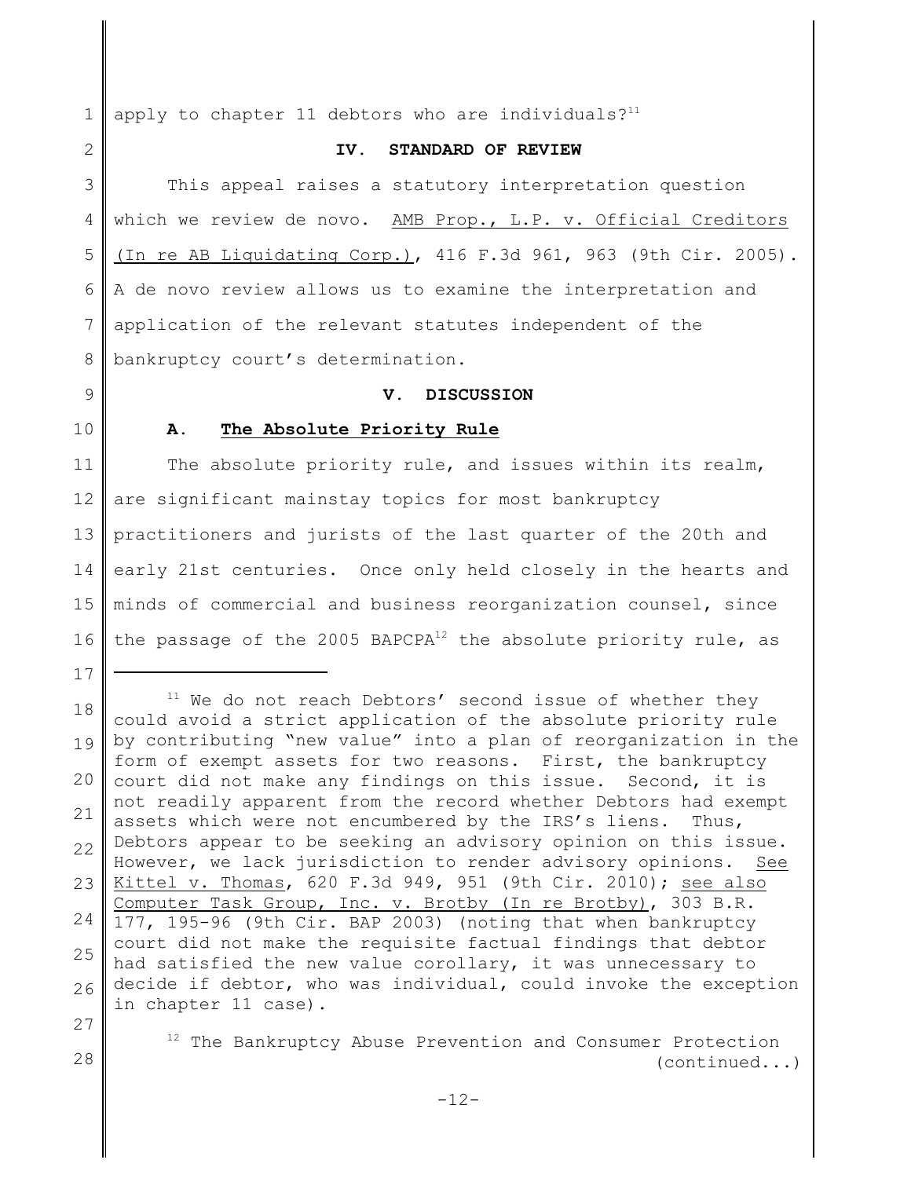apply to chapter 11 debtors who are individuals?[11]

## IV. STANDARD OF REVIEW

This appeal raises a statutory interpretation question which we review de novo. AMB Prop., L.P. v. Official Creditors (In re AB Liquidating Corp.), 416 F.3d 961, 963 (9th Cir. 2005). A de novo review allows us to examine the interpretation and application of the relevant statutes independent of the bankruptcy court's determination.

## V. DISCUSSION

### A. The Absolute Priority Rule

The absolute priority rule, and issues within its realm, are significant mainstay topics for most bankruptcy practitioners and jurists of the last quarter of the 20th and early 21st centuries. Once only held closely in the hearts and minds of commercial and business reorganization counsel, since the passage of the 2005 BAPCPA[12] the absolute priority rule, as

---

[11] We do not reach Debtors' second issue of whether they could avoid a strict application of the absolute priority rule by contributing "new value" into a plan of reorganization in the form of exempt assets for two reasons. First, the bankruptcy court did not make any findings on this issue. Second, it is not readily apparent from the record whether Debtors had exempt assets which were not encumbered by the IRS's liens. Thus, Debtors appear to be seeking an advisory opinion on this issue. However, we lack jurisdiction to render advisory opinions. See Kittel v. Thomas, 620 F.3d 949, 951 (9th Cir. 2010); see also Computer Task Group, Inc. v. Brotby (In re Brotby), 303 B.R. 177, 195-96 (9th Cir. BAP 2003) (noting that when bankruptcy court did not make the requisite factual findings that debtor had satisfied the new value corollary, it was unnecessary to decide if debtor, who was individual, could invoke the exception in chapter 11 case).

[12] The Bankruptcy Abuse Prevention and Consumer Protection (continued...)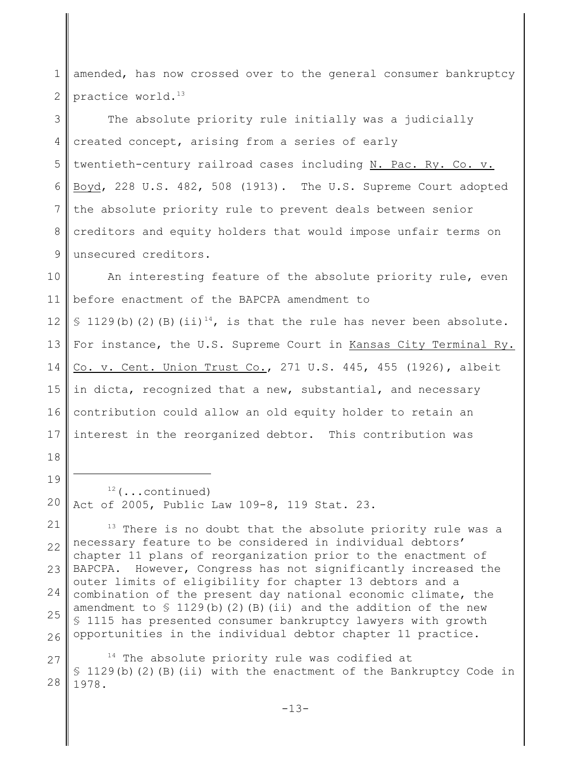amended, has now crossed over to the general consumer bankruptcy practice world.[13]

The absolute priority rule initially was a judicially created concept, arising from a series of early twentieth-century railroad cases including N. Pac. Ry. Co. v. Boyd, 228 U.S. 482, 508 (1913). The U.S. Supreme Court adopted the absolute priority rule to prevent deals between senior creditors and equity holders that would impose unfair terms on unsecured creditors.

An interesting feature of the absolute priority rule, even before enactment of the BAPCPA amendment to § 1129(b)(2)(B)(ii)[14], is that the rule has never been absolute. For instance, the U.S. Supreme Court in Kansas City Terminal Ry. Co. v. Cent. Union Trust Co., 271 U.S. 445, 455 (1926), albeit in dicta, recognized that a new, substantial, and necessary contribution could allow an old equity holder to retain an interest in the reorganized debtor. This contribution was

---

[12](...continued) Act of 2005, Public Law 109-8, 119 Stat. 23.

[13] There is no doubt that the absolute priority rule was a necessary feature to be considered in individual debtors' chapter 11 plans of reorganization prior to the enactment of BAPCPA. However, Congress has not significantly increased the outer limits of eligibility for chapter 13 debtors and a combination of the present day national economic climate, the amendment to § 1129(b)(2)(B)(ii) and the addition of the new § 1115 has presented consumer bankruptcy lawyers with growth opportunities in the individual debtor chapter 11 practice.

[14] The absolute priority rule was codified at § 1129(b)(2)(B)(ii) with the enactment of the Bankruptcy Code in 1978.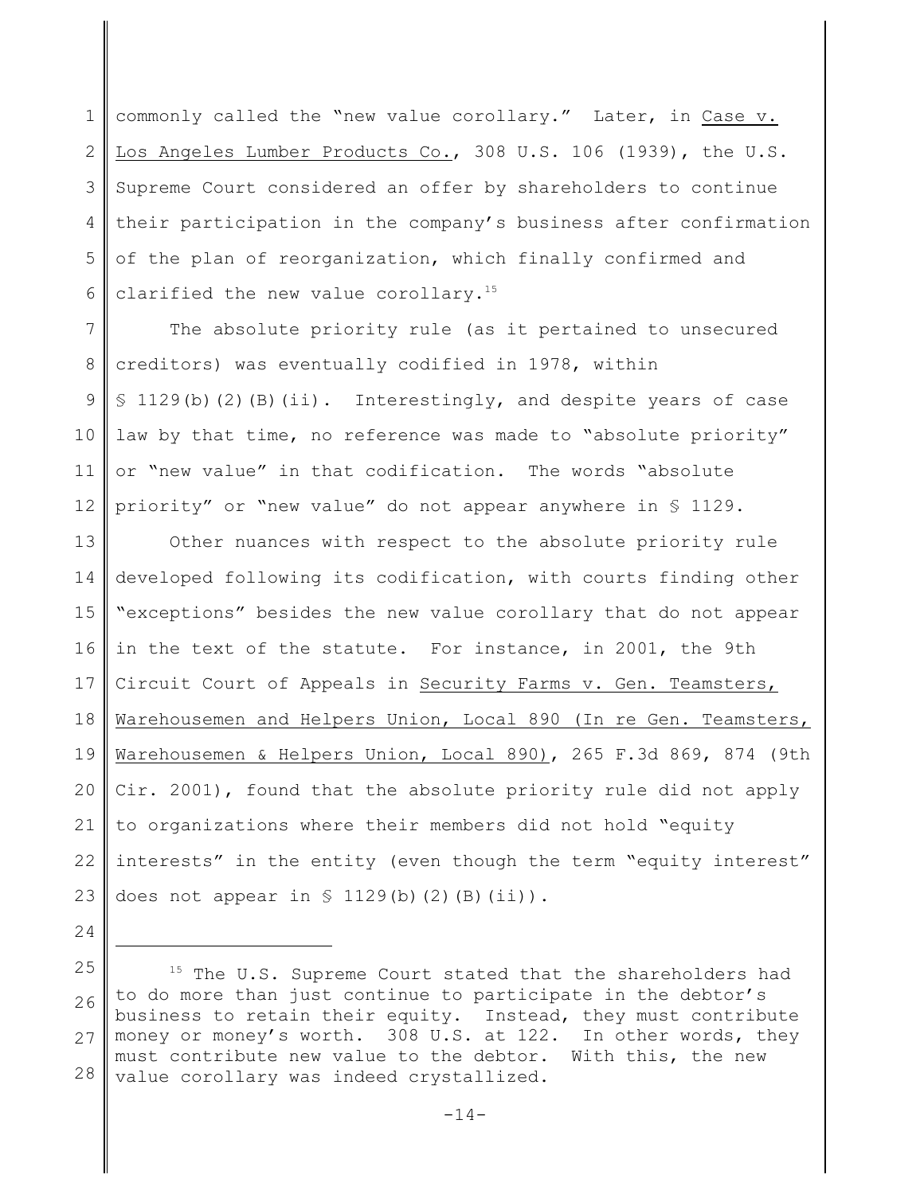commonly called the "new value corollary." Later, in Case v. Los Angeles Lumber Products Co., 308 U.S. 106 (1939), the U.S. Supreme Court considered an offer by shareholders to continue their participation in the company's business after confirmation of the plan of reorganization, which finally confirmed and clarified the new value corollary.[15]

The absolute priority rule (as it pertained to unsecured creditors) was eventually codified in 1978, within § 1129(b)(2)(B)(ii). Interestingly, and despite years of case law by that time, no reference was made to "absolute priority" or "new value" in that codification. The words "absolute priority" or "new value" do not appear anywhere in § 1129.

Other nuances with respect to the absolute priority rule developed following its codification, with courts finding other "exceptions" besides the new value corollary that do not appear in the text of the statute. For instance, in 2001, the 9th Circuit Court of Appeals in Security Farms v. Gen. Teamsters, Warehousemen and Helpers Union, Local 890 (In re Gen. Teamsters, Warehousemen & Helpers Union, Local 890), 265 F.3d 869, 874 (9th Cir. 2001), found that the absolute priority rule did not apply to organizations where their members did not hold "equity interests" in the entity (even though the term "equity interest" does not appear in § 1129(b)(2)(B)(ii)).

---

[15] The U.S. Supreme Court stated that the shareholders had to do more than just continue to participate in the debtor's business to retain their equity. Instead, they must contribute money or money's worth. 308 U.S. at 122. In other words, they must contribute new value to the debtor. With this, the new value corollary was indeed crystallized.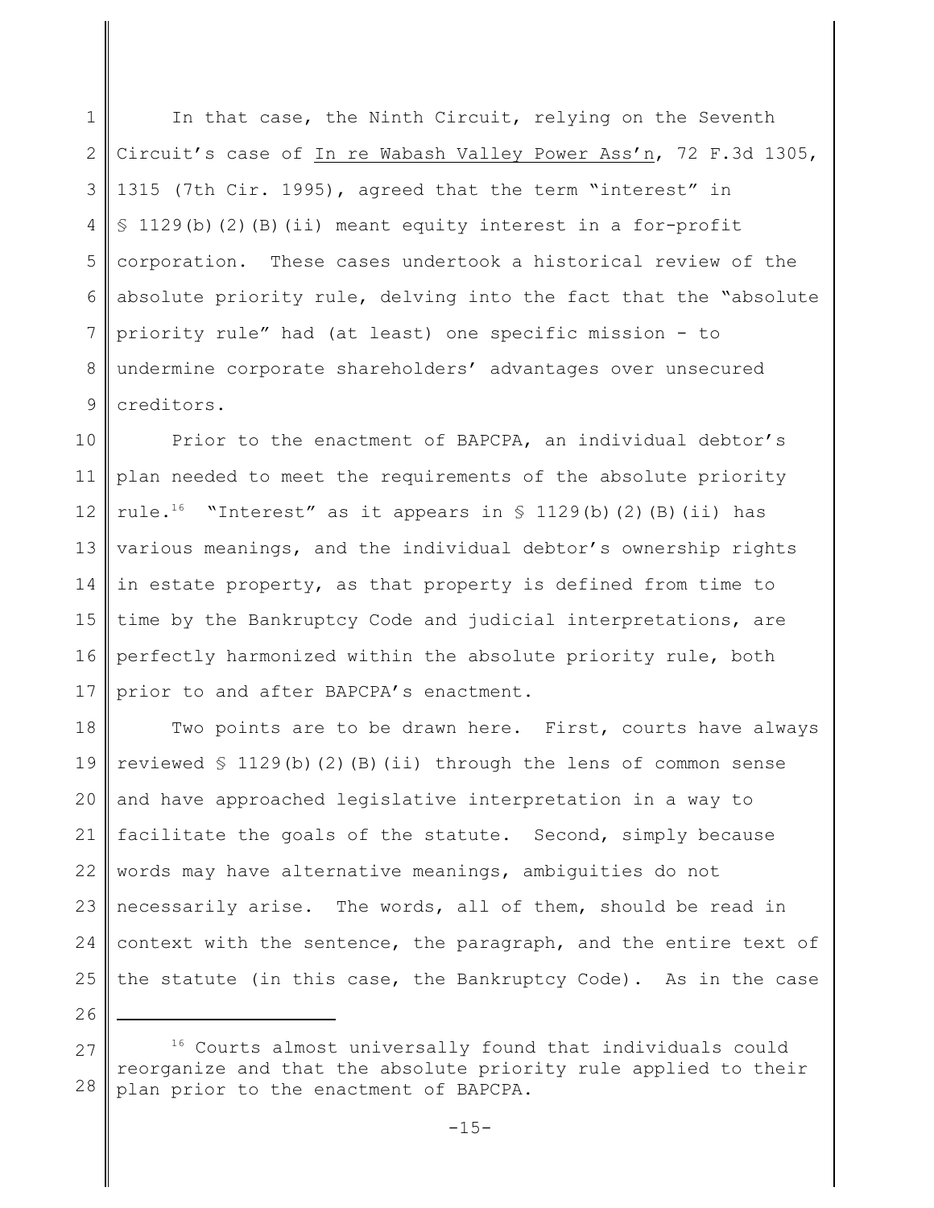In that case, the Ninth Circuit, relying on the Seventh Circuit's case of In re Wabash Valley Power Ass'n, 72 F.3d 1305, 1315 (7th Cir. 1995), agreed that the term "interest" in § 1129(b)(2)(B)(ii) meant equity interest in a for-profit corporation. These cases undertook a historical review of the absolute priority rule, delving into the fact that the "absolute priority rule" had (at least) one specific mission - to undermine corporate shareholders' advantages over unsecured creditors.

Prior to the enactment of BAPCPA, an individual debtor's plan needed to meet the requirements of the absolute priority rule.[16] "Interest" as it appears in § 1129(b)(2)(B)(ii) has various meanings, and the individual debtor's ownership rights in estate property, as that property is defined from time to time by the Bankruptcy Code and judicial interpretations, are perfectly harmonized within the absolute priority rule, both prior to and after BAPCPA's enactment.

Two points are to be drawn here. First, courts have always reviewed § 1129(b)(2)(B)(ii) through the lens of common sense and have approached legislative interpretation in a way to facilitate the goals of the statute. Second, simply because words may have alternative meanings, ambiguities do not necessarily arise. The words, all of them, should be read in context with the sentence, the paragraph, and the entire text of the statute (in this case, the Bankruptcy Code). As in the case

[16] Courts almost universally found that individuals could reorganize and that the absolute priority rule applied to their plan prior to the enactment of BAPCPA.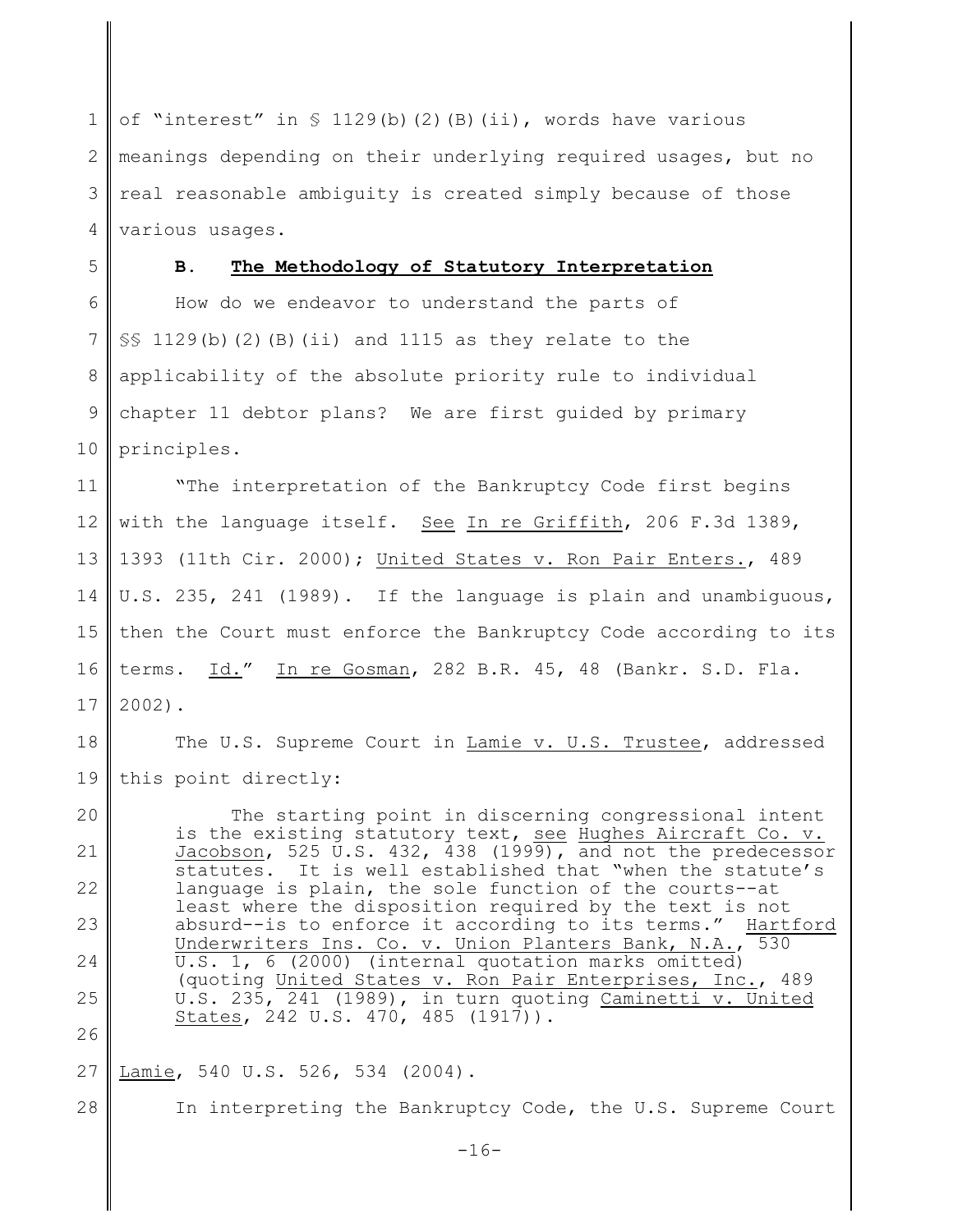of "interest" in § 1129(b)(2)(B)(ii), words have various meanings depending on their underlying required usages, but no real reasonable ambiguity is created simply because of those various usages.

### B. **The Methodology of Statutory Interpretation**

How do we endeavor to understand the parts of §§ 1129(b)(2)(B)(ii) and 1115 as they relate to the applicability of the absolute priority rule to individual chapter 11 debtor plans? We are first guided by primary principles.

"The interpretation of the Bankruptcy Code first begins with the language itself. See In re Griffith, 206 F.3d 1389, 1393 (11th Cir. 2000); United States v. Ron Pair Enters., 489 U.S. 235, 241 (1989). If the language is plain and unambiguous, then the Court must enforce the Bankruptcy Code according to its terms. Id." In re Gosman, 282 B.R. 45, 48 (Bankr. S.D. Fla. 2002).

The U.S. Supreme Court in Lamie v. U.S. Trustee, addressed this point directly:

> The starting point in discerning congressional intent is the existing statutory text, see Hughes Aircraft Co. v. Jacobson, 525 U.S. 432, 438 (1999), and not the predecessor statutes. It is well established that "when the statute's language is plain, the sole function of the courts--at least where the disposition required by the text is not absurd--is to enforce it according to its terms." Hartford Underwriters Ins. Co. v. Union Planters Bank, N.A., 530 U.S. 1, 6 (2000) (internal quotation marks omitted) (quoting United States v. Ron Pair Enterprises, Inc., 489 U.S. 235, 241 (1989), in turn quoting Caminetti v. United States, 242 U.S. 470, 485 (1917)).

Lamie, 540 U.S. 526, 534 (2004).

In interpreting the Bankruptcy Code, the U.S. Supreme Court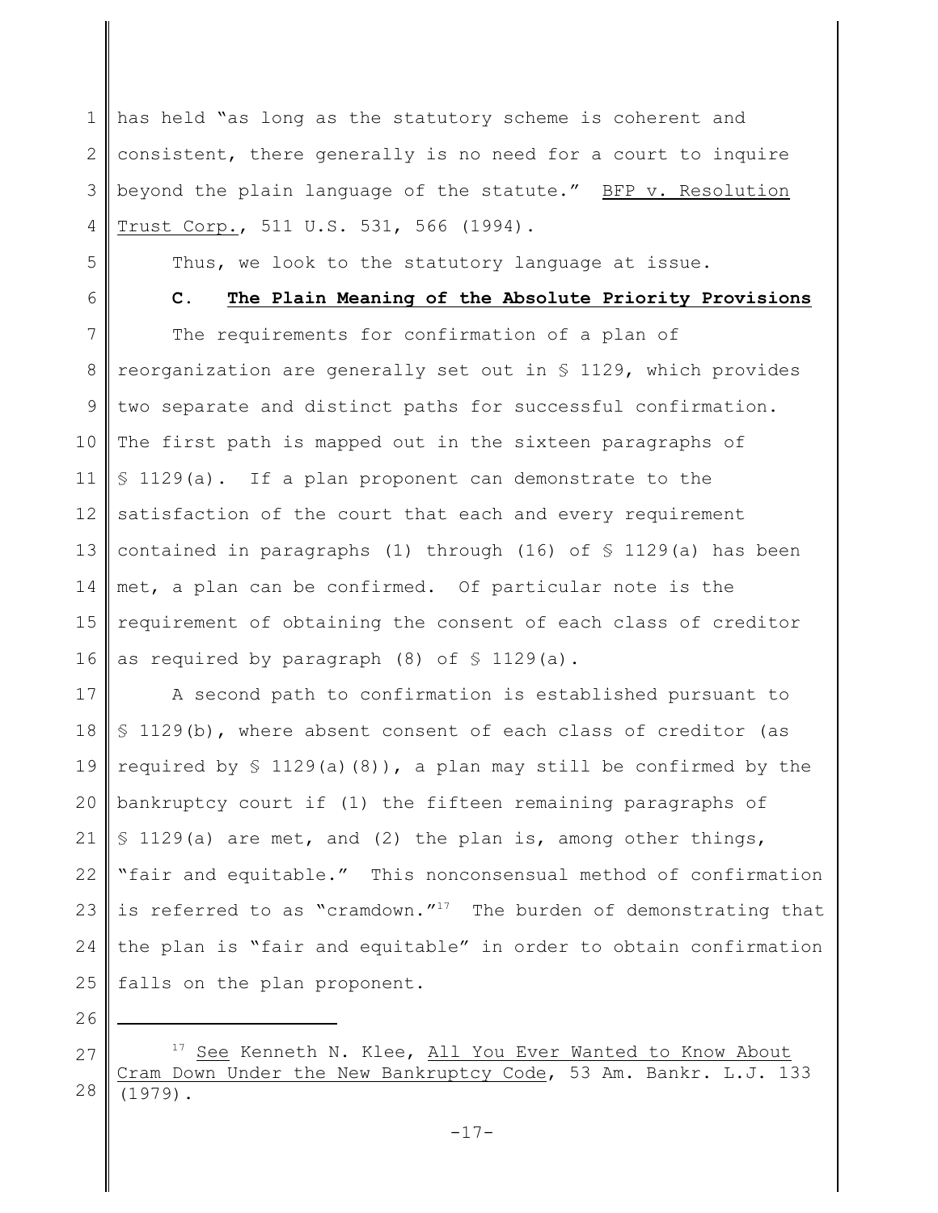has held "as long as the statutory scheme is coherent and consistent, there generally is no need for a court to inquire beyond the plain language of the statute." BFP v. Resolution Trust Corp., 511 U.S. 531, 566 (1994).

Thus, we look to the statutory language at issue.

### C. The Plain Meaning of the Absolute Priority Provisions

The requirements for confirmation of a plan of reorganization are generally set out in § 1129, which provides two separate and distinct paths for successful confirmation. The first path is mapped out in the sixteen paragraphs of § 1129(a). If a plan proponent can demonstrate to the satisfaction of the court that each and every requirement contained in paragraphs (1) through (16) of § 1129(a) has been met, a plan can be confirmed. Of particular note is the requirement of obtaining the consent of each class of creditor as required by paragraph (8) of § 1129(a).

A second path to confirmation is established pursuant to § 1129(b), where absent consent of each class of creditor (as required by § 1129(a)(8)), a plan may still be confirmed by the bankruptcy court if (1) the fifteen remaining paragraphs of § 1129(a) are met, and (2) the plan is, among other things, "fair and equitable." This nonconsensual method of confirmation is referred to as "cramdown."[17] The burden of demonstrating that the plan is "fair and equitable" in order to obtain confirmation falls on the plan proponent.

---

[17] See Kenneth N. Klee, All You Ever Wanted to Know About Cram Down Under the New Bankruptcy Code, 53 Am. Bankr. L.J. 133 (1979).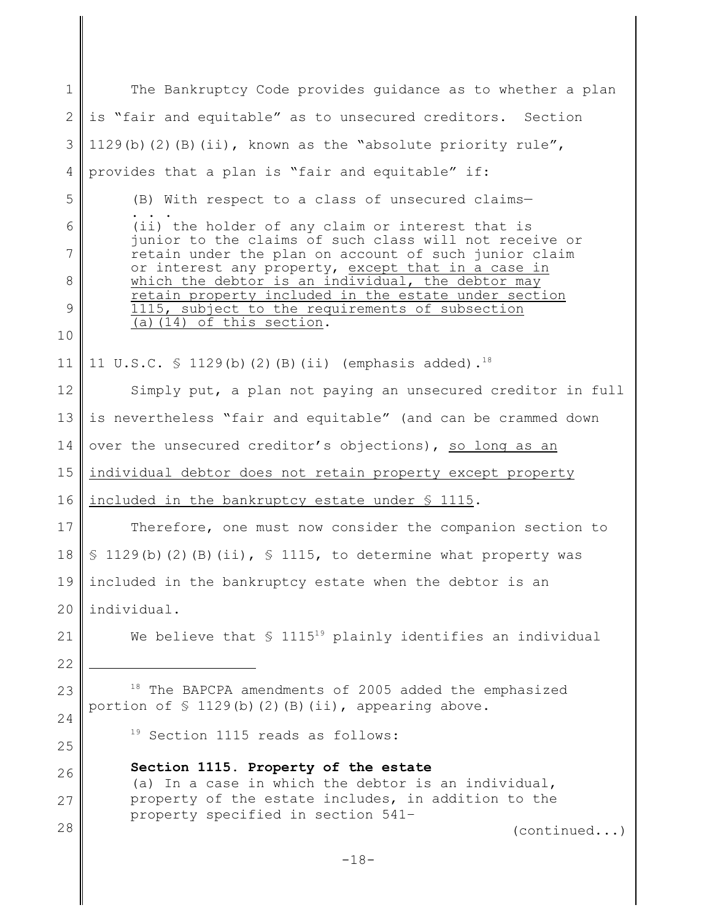The Bankruptcy Code provides guidance as to whether a plan is "fair and equitable" as to unsecured creditors. Section 1129(b)(2)(B)(ii), known as the "absolute priority rule", provides that a plan is "fair and equitable" if:

> (B) With respect to a class of unsecured claims—
> . . .
> (ii) the holder of any claim or interest that is junior to the claims of such class will not receive or retain under the plan on account of such junior claim or interest any property, <u>except that in a case in which the debtor is an individual, the debtor may retain property included in the estate under section 1115, subject to the requirements of subsection (a)(14) of this section</u>.

11 U.S.C. § 1129(b)(2)(B)(ii) (emphasis added).[18]

Simply put, a plan not paying an unsecured creditor in full is nevertheless "fair and equitable" (and can be crammed down over the unsecured creditor's objections), <u>so long as an individual debtor does not retain property except property included in the bankruptcy estate under § 1115</u>.

Therefore, one must now consider the companion section to § 1129(b)(2)(B)(ii), § 1115, to determine what property was included in the bankruptcy estate when the debtor is an individual.

We believe that § 1115[19] plainly identifies an individual

---

[18] The BAPCPA amendments of 2005 added the emphasized portion of § 1129(b)(2)(B)(ii), appearing above.

[19] Section 1115 reads as follows:

> **Section 1115. Property of the estate**
> (a) In a case in which the debtor is an individual, property of the estate includes, in addition to the property specified in section 541–

(continued...)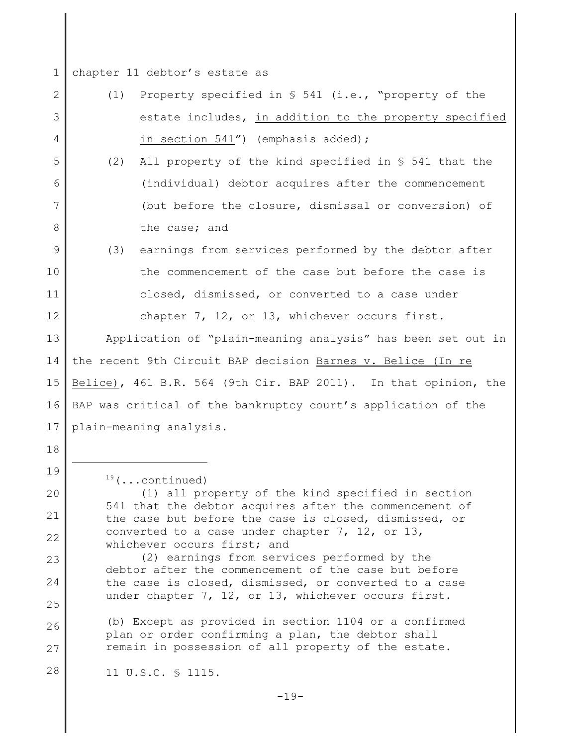chapter 11 debtor's estate as

(1) Property specified in § 541 (i.e., "property of the estate includes, <u>in addition to the property specified in section 541</u>") (emphasis added);

(2) All property of the kind specified in § 541 that the (individual) debtor acquires after the commencement (but before the closure, dismissal or conversion) of the case; and

(3) earnings from services performed by the debtor after the commencement of the case but before the case is closed, dismissed, or converted to a case under chapter 7, 12, or 13, whichever occurs first.

Application of "plain-meaning analysis" has been set out in the recent 9th Circuit BAP decision <u>Barnes v. Belice (In re Belice)</u>, 461 B.R. 564 (9th Cir. BAP 2011). In that opinion, the BAP was critical of the bankruptcy court's application of the plain-meaning analysis.

---

[19](...continued)

(1) all property of the kind specified in section 541 that the debtor acquires after the commencement of the case but before the case is closed, dismissed, or converted to a case under chapter 7, 12, or 13, whichever occurs first; and

(2) earnings from services performed by the debtor after the commencement of the case but before the case is closed, dismissed, or converted to a case under chapter 7, 12, or 13, whichever occurs first.

(b) Except as provided in section 1104 or a confirmed plan or order confirming a plan, the debtor shall remain in possession of all property of the estate.

11 U.S.C. § 1115.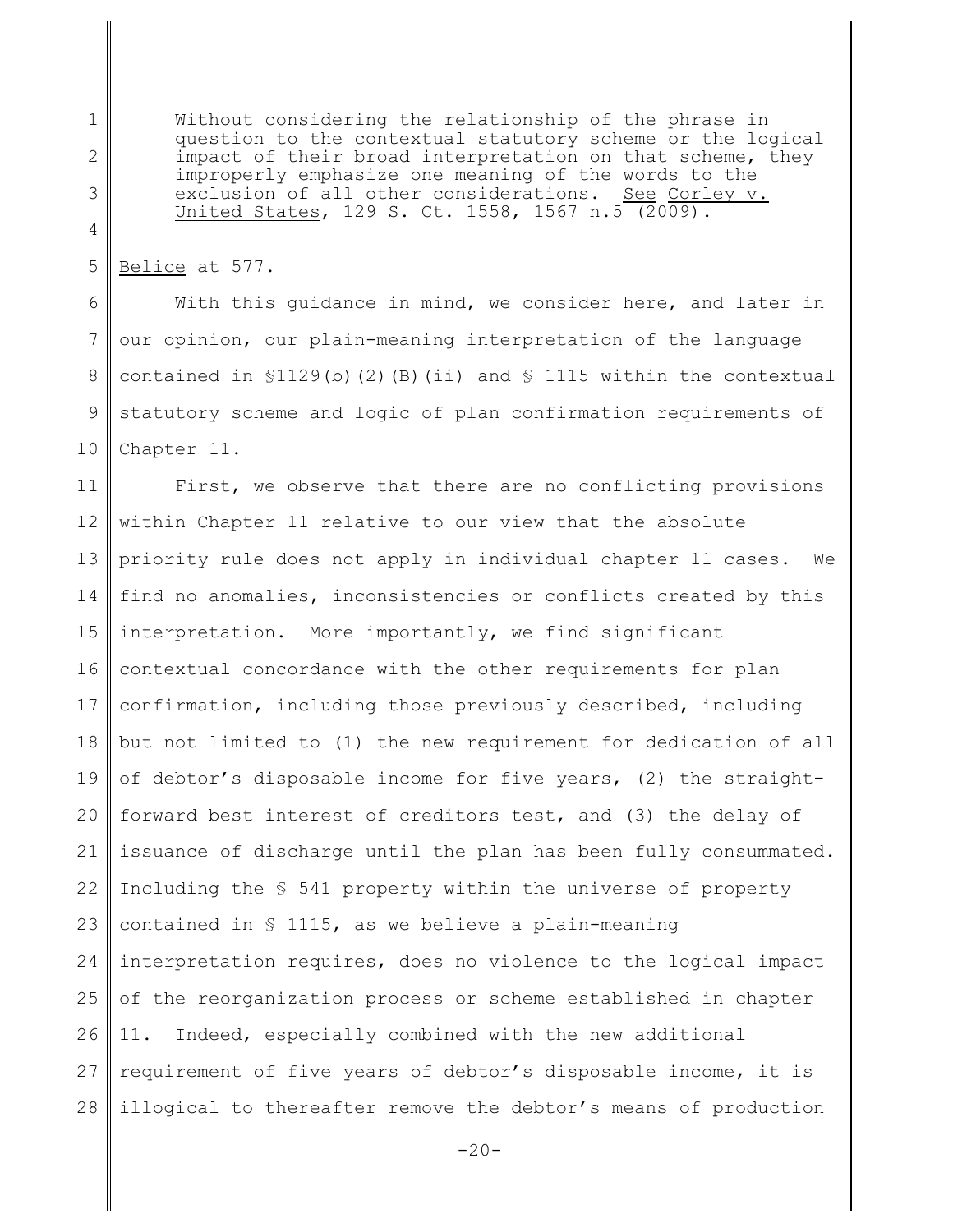> Without considering the relationship of the phrase in question to the contextual statutory scheme or the logical impact of their broad interpretation on that scheme, they improperly emphasize one meaning of the words to the exclusion of all other considerations. See Corley v. United States, 129 S. Ct. 1558, 1567 n.5 (2009).

Belice at 577.

With this guidance in mind, we consider here, and later in our opinion, our plain-meaning interpretation of the language contained in §1129(b)(2)(B)(ii) and § 1115 within the contextual statutory scheme and logic of plan confirmation requirements of Chapter 11.

First, we observe that there are no conflicting provisions within Chapter 11 relative to our view that the absolute priority rule does not apply in individual chapter 11 cases. We find no anomalies, inconsistencies or conflicts created by this interpretation. More importantly, we find significant contextual concordance with the other requirements for plan confirmation, including those previously described, including but not limited to (1) the new requirement for dedication of all of debtor's disposable income for five years, (2) the straight-forward best interest of creditors test, and (3) the delay of issuance of discharge until the plan has been fully consummated. Including the § 541 property within the universe of property contained in § 1115, as we believe a plain-meaning interpretation requires, does no violence to the logical impact of the reorganization process or scheme established in chapter 11. Indeed, especially combined with the new additional requirement of five years of debtor's disposable income, it is illogical to thereafter remove the debtor's means of production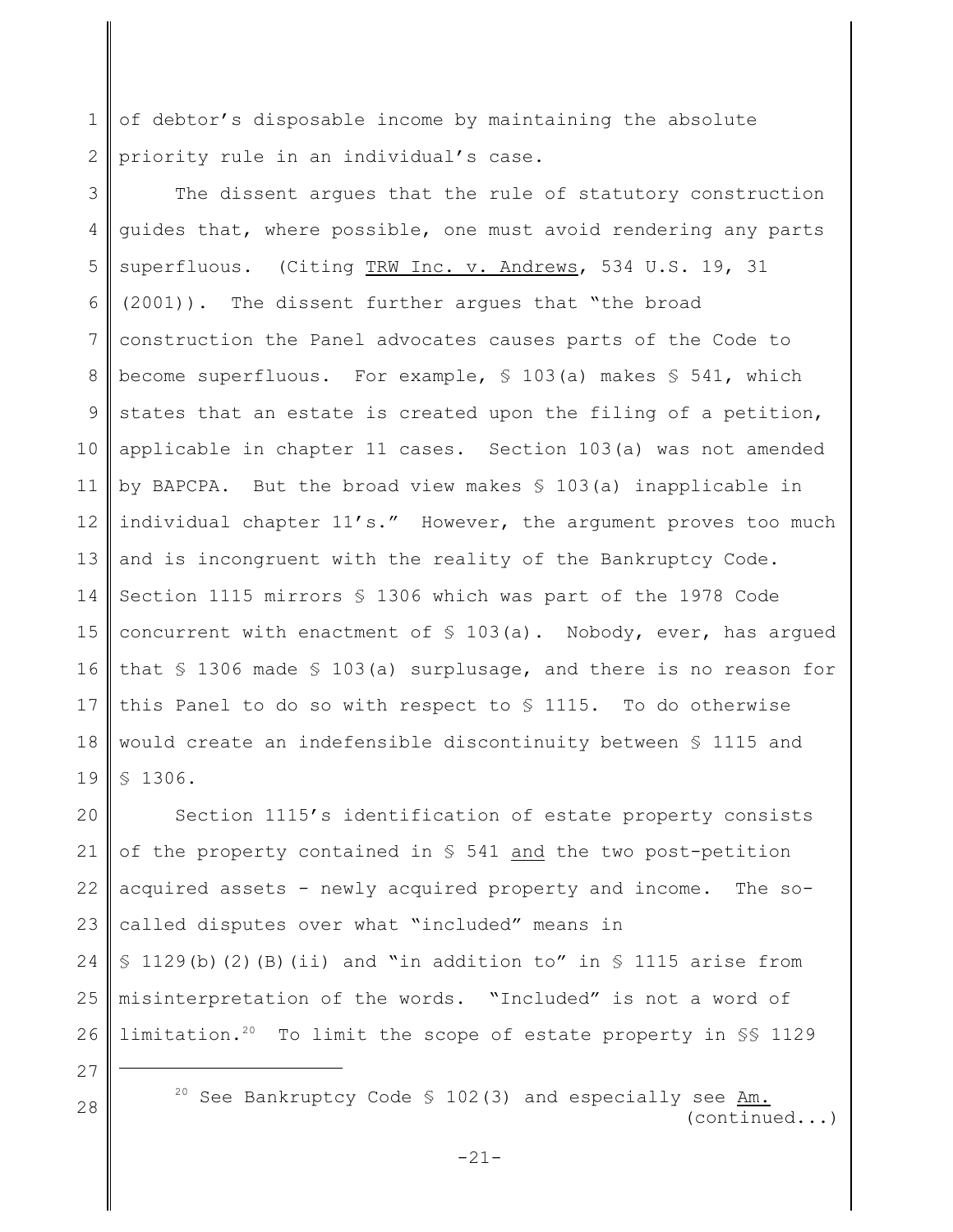of debtor's disposable income by maintaining the absolute priority rule in an individual's case.

The dissent argues that the rule of statutory construction guides that, where possible, one must avoid rendering any parts superfluous. (Citing TRW Inc. v. Andrews, 534 U.S. 19, 31 (2001)). The dissent further argues that "the broad construction the Panel advocates causes parts of the Code to become superfluous. For example, § 103(a) makes § 541, which states that an estate is created upon the filing of a petition, applicable in chapter 11 cases. Section 103(a) was not amended by BAPCPA. But the broad view makes § 103(a) inapplicable in individual chapter 11's." However, the argument proves too much and is incongruent with the reality of the Bankruptcy Code. Section 1115 mirrors § 1306 which was part of the 1978 Code concurrent with enactment of § 103(a). Nobody, ever, has argued that § 1306 made § 103(a) surplusage, and there is no reason for this Panel to do so with respect to § 1115. To do otherwise would create an indefensible discontinuity between § 1115 and § 1306.

Section 1115's identification of estate property consists of the property contained in § 541 and the two post-petition acquired assets - newly acquired property and income. The so-called disputes over what "included" means in § 1129(b)(2)(B)(ii) and "in addition to" in § 1115 arise from misinterpretation of the words. "Included" is not a word of limitation.[20] To limit the scope of estate property in §§ 1129

[20] See Bankruptcy Code § 102(3) and especially see Am. (continued...)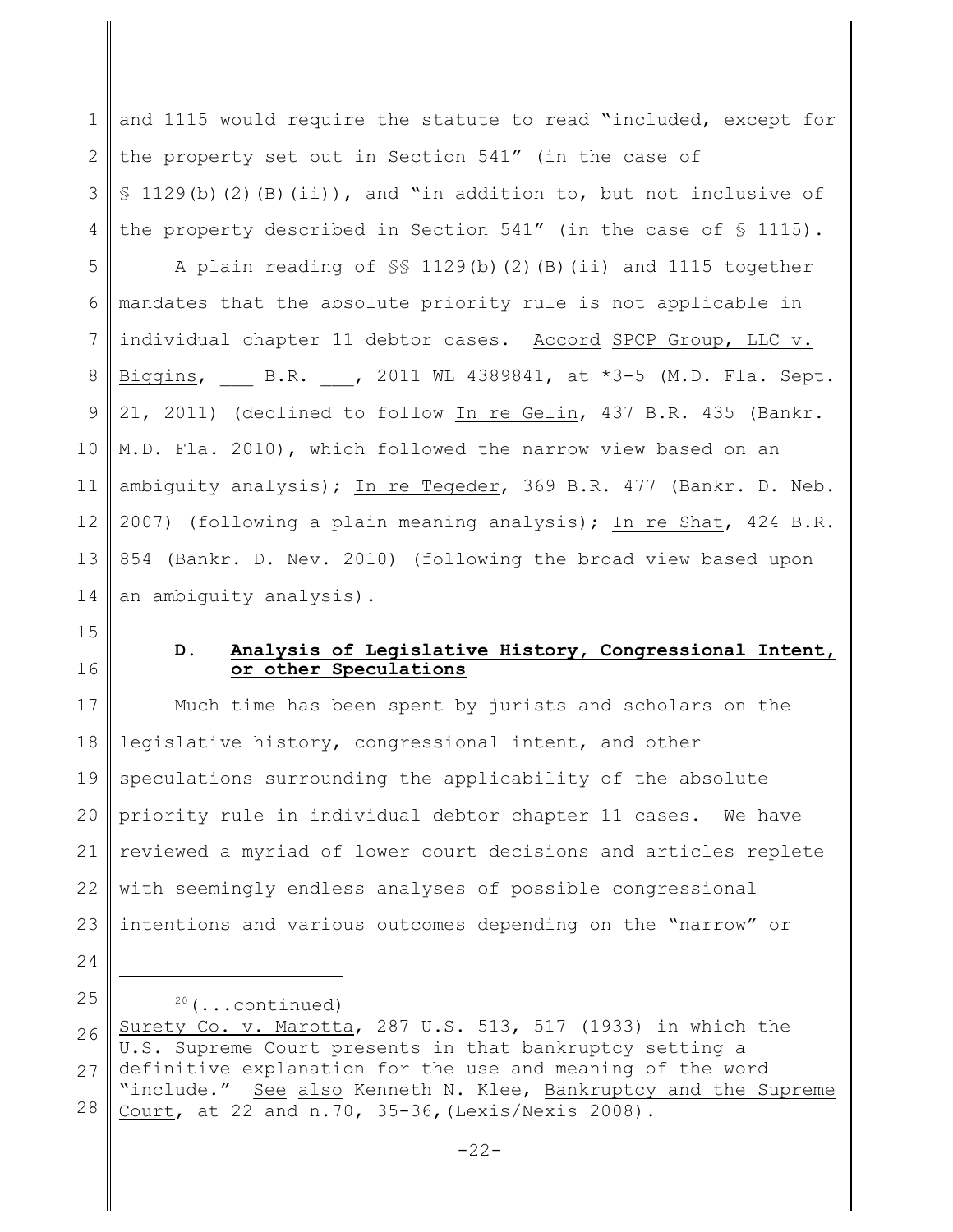and 1115 would require the statute to read "included, except for the property set out in Section 541" (in the case of § 1129(b)(2)(B)(ii)), and "in addition to, but not inclusive of the property described in Section 541" (in the case of § 1115).

A plain reading of §§ 1129(b)(2)(B)(ii) and 1115 together mandates that the absolute priority rule is not applicable in individual chapter 11 debtor cases. Accord SPCP Group, LLC v. Biggins, ___ B.R. ___, 2011 WL 4389841, at *3-5 (M.D. Fla. Sept. 21, 2011) (declined to follow In re Gelin, 437 B.R. 435 (Bankr. M.D. Fla. 2010), which followed the narrow view based on an ambiguity analysis); In re Tegeder, 369 B.R. 477 (Bankr. D. Neb. 2007) (following a plain meaning analysis); In re Shat, 424 B.R. 854 (Bankr. D. Nev. 2010) (following the broad view based upon an ambiguity analysis).

### D. Analysis of Legislative History, Congressional Intent, or other Speculations

Much time has been spent by jurists and scholars on the legislative history, congressional intent, and other speculations surrounding the applicability of the absolute priority rule in individual debtor chapter 11 cases. We have reviewed a myriad of lower court decisions and articles replete with seemingly endless analyses of possible congressional intentions and various outcomes depending on the "narrow" or

---

[20](...continued)
Surety Co. v. Marotta, 287 U.S. 513, 517 (1933) in which the U.S. Supreme Court presents in that bankruptcy setting a definitive explanation for the use and meaning of the word "include." See also Kenneth N. Klee, Bankruptcy and the Supreme Court, at 22 and n.70, 35-36,(Lexis/Nexis 2008).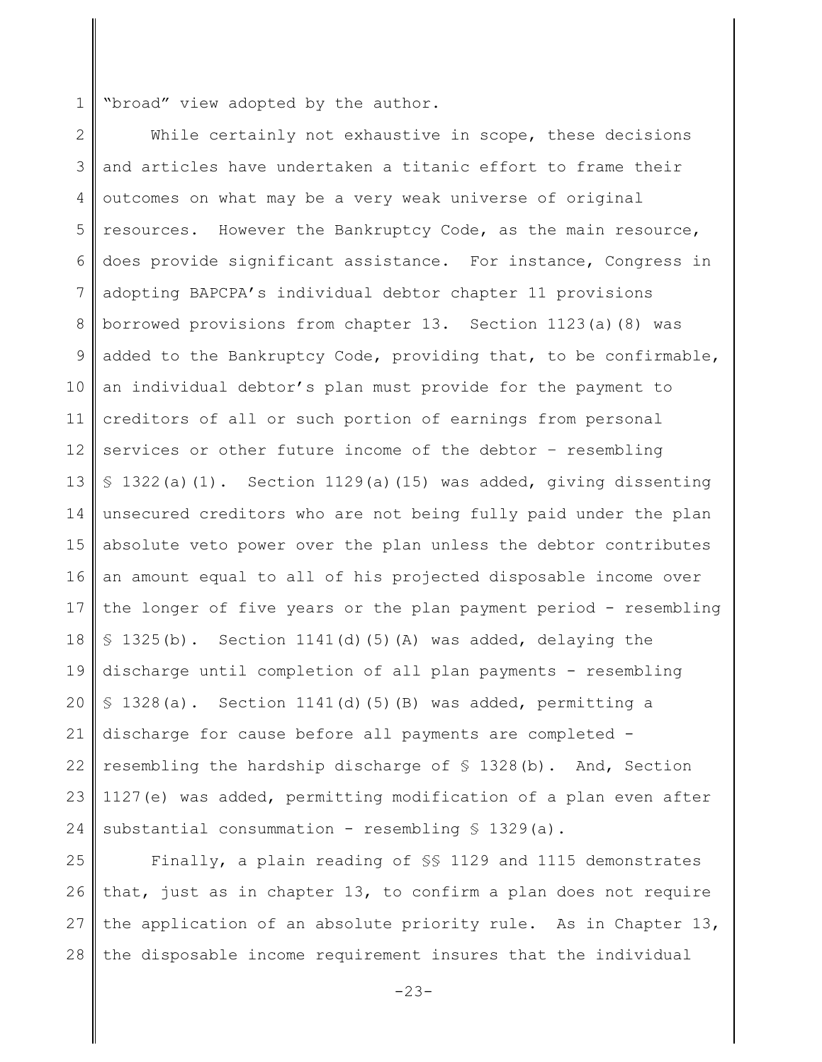"broad" view adopted by the author.

While certainly not exhaustive in scope, these decisions and articles have undertaken a titanic effort to frame their outcomes on what may be a very weak universe of original resources. However the Bankruptcy Code, as the main resource, does provide significant assistance. For instance, Congress in adopting BAPCPA's individual debtor chapter 11 provisions borrowed provisions from chapter 13. Section 1123(a)(8) was added to the Bankruptcy Code, providing that, to be confirmable, an individual debtor's plan must provide for the payment to creditors of all or such portion of earnings from personal services or other future income of the debtor – resembling § 1322(a)(1). Section 1129(a)(15) was added, giving dissenting unsecured creditors who are not being fully paid under the plan absolute veto power over the plan unless the debtor contributes an amount equal to all of his projected disposable income over the longer of five years or the plan payment period - resembling § 1325(b). Section 1141(d)(5)(A) was added, delaying the discharge until completion of all plan payments - resembling § 1328(a). Section 1141(d)(5)(B) was added, permitting a discharge for cause before all payments are completed - resembling the hardship discharge of § 1328(b). And, Section 1127(e) was added, permitting modification of a plan even after substantial consummation - resembling § 1329(a).

Finally, a plain reading of §§ 1129 and 1115 demonstrates that, just as in chapter 13, to confirm a plan does not require the application of an absolute priority rule. As in Chapter 13, the disposable income requirement insures that the individual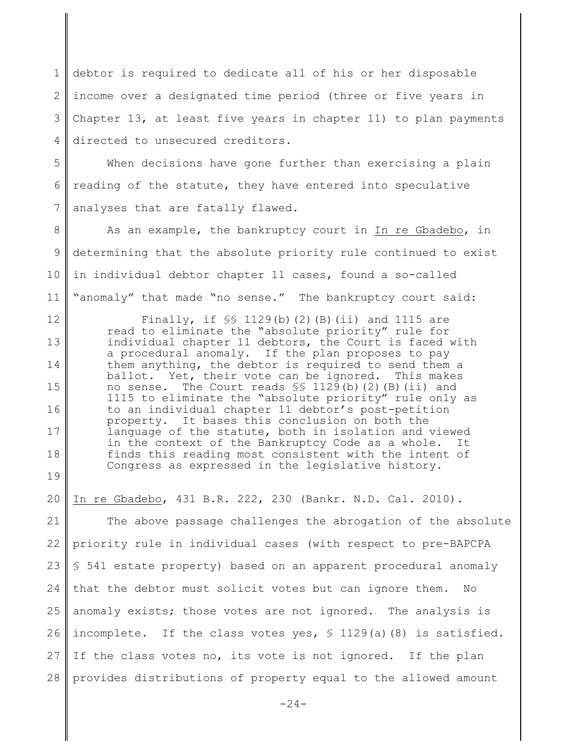debtor is required to dedicate all of his or her disposable income over a designated time period (three or five years in Chapter 13, at least five years in chapter 11) to plan payments directed to unsecured creditors.

When decisions have gone further than exercising a plain reading of the statute, they have entered into speculative analyses that are fatally flawed.

As an example, the bankruptcy court in In re Gbadebo, in determining that the absolute priority rule continued to exist in individual debtor chapter 11 cases, found a so-called "anomaly" that made "no sense." The bankruptcy court said:

> Finally, if §§ 1129(b)(2)(B)(ii) and 1115 are read to eliminate the "absolute priority" rule for individual chapter 11 debtors, the Court is faced with a procedural anomaly. If the plan proposes to pay them anything, the debtor is required to send them a ballot. Yet, their vote can be ignored. This makes no sense. The Court reads §§ 1129(b)(2)(B)(ii) and 1115 to eliminate the "absolute priority" rule only as to an individual chapter 11 debtor's post-petition property. It bases this conclusion on both the language of the statute, both in isolation and viewed in the context of the Bankruptcy Code as a whole. It finds this reading most consistent with the intent of Congress as expressed in the legislative history.

In re Gbadebo, 431 B.R. 222, 230 (Bankr. N.D. Cal. 2010).

The above passage challenges the abrogation of the absolute priority rule in individual cases (with respect to pre-BAPCPA § 541 estate property) based on an apparent procedural anomaly that the debtor must solicit votes but can ignore them. No anomaly exists; those votes are not ignored. The analysis is incomplete. If the class votes yes, § 1129(a)(8) is satisfied. If the class votes no, its vote is not ignored. If the plan provides distributions of property equal to the allowed amount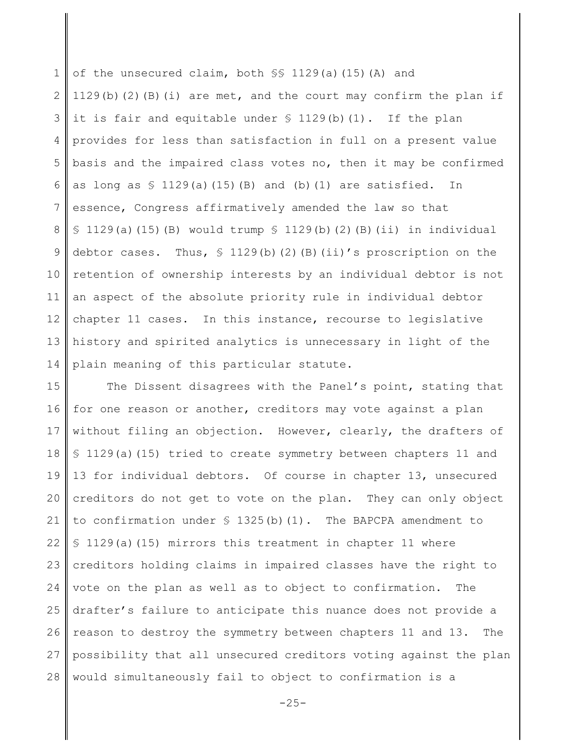of the unsecured claim, both §§ 1129(a)(15)(A) and 1129(b)(2)(B)(i) are met, and the court may confirm the plan if it is fair and equitable under § 1129(b)(1). If the plan provides for less than satisfaction in full on a present value basis and the impaired class votes no, then it may be confirmed as long as § 1129(a)(15)(B) and (b)(1) are satisfied. In essence, Congress affirmatively amended the law so that § 1129(a)(15)(B) would trump § 1129(b)(2)(B)(ii) in individual debtor cases. Thus, § 1129(b)(2)(B)(ii)'s proscription on the retention of ownership interests by an individual debtor is not an aspect of the absolute priority rule in individual debtor chapter 11 cases. In this instance, recourse to legislative history and spirited analytics is unnecessary in light of the plain meaning of this particular statute.

The Dissent disagrees with the Panel's point, stating that for one reason or another, creditors may vote against a plan without filing an objection. However, clearly, the drafters of § 1129(a)(15) tried to create symmetry between chapters 11 and 13 for individual debtors. Of course in chapter 13, unsecured creditors do not get to vote on the plan. They can only object to confirmation under § 1325(b)(1). The BAPCPA amendment to § 1129(a)(15) mirrors this treatment in chapter 11 where creditors holding claims in impaired classes have the right to vote on the plan as well as to object to confirmation. The drafter's failure to anticipate this nuance does not provide a reason to destroy the symmetry between chapters 11 and 13. The possibility that all unsecured creditors voting against the plan would simultaneously fail to object to confirmation is a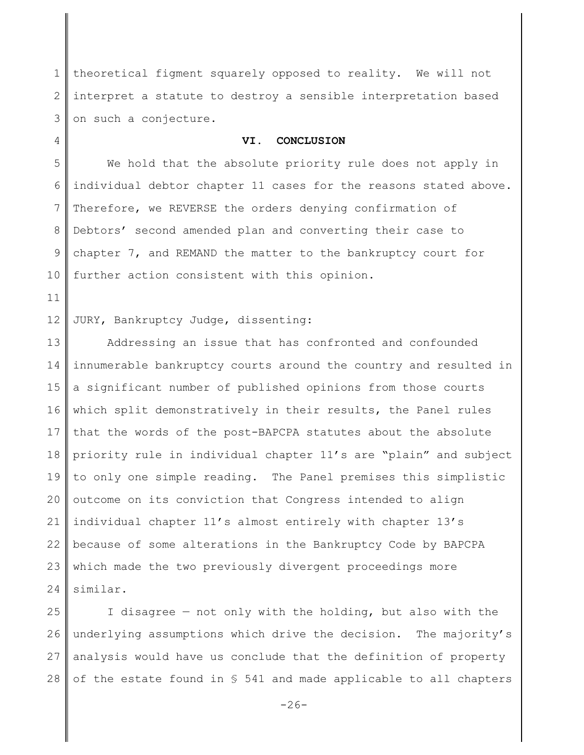theoretical figment squarely opposed to reality. We will not interpret a statute to destroy a sensible interpretation based on such a conjecture.

## VI. CONCLUSION

We hold that the absolute priority rule does not apply in individual debtor chapter 11 cases for the reasons stated above. Therefore, we REVERSE the orders denying confirmation of Debtors' second amended plan and converting their case to chapter 7, and REMAND the matter to the bankruptcy court for further action consistent with this opinion.

JURY, Bankruptcy Judge, dissenting:

Addressing an issue that has confronted and confounded innumerable bankruptcy courts around the country and resulted in a significant number of published opinions from those courts which split demonstratively in their results, the Panel rules that the words of the post-BAPCPA statutes about the absolute priority rule in individual chapter 11's are "plain" and subject to only one simple reading. The Panel premises this simplistic outcome on its conviction that Congress intended to align individual chapter 11's almost entirely with chapter 13's because of some alterations in the Bankruptcy Code by BAPCPA which made the two previously divergent proceedings more similar.

I disagree — not only with the holding, but also with the underlying assumptions which drive the decision. The majority's analysis would have us conclude that the definition of property of the estate found in § 541 and made applicable to all chapters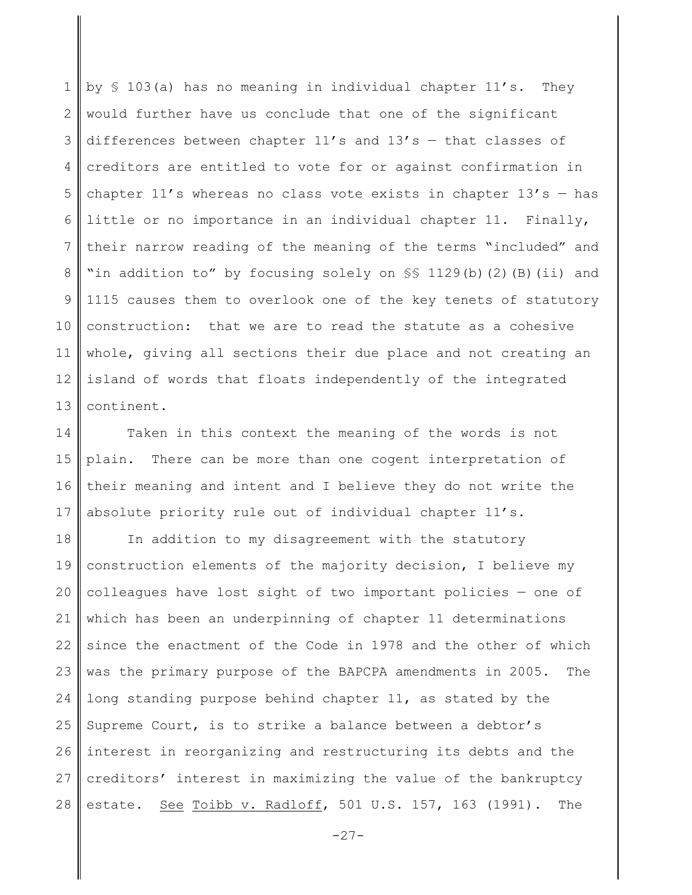by § 103(a) has no meaning in individual chapter 11's. They would further have us conclude that one of the significant differences between chapter 11's and 13's — that classes of creditors are entitled to vote for or against confirmation in chapter 11's whereas no class vote exists in chapter 13's — has little or no importance in an individual chapter 11. Finally, their narrow reading of the meaning of the terms "included" and "in addition to" by focusing solely on §§ 1129(b)(2)(B)(ii) and 1115 causes them to overlook one of the key tenets of statutory construction: that we are to read the statute as a cohesive whole, giving all sections their due place and not creating an island of words that floats independently of the integrated continent.

Taken in this context the meaning of the words is not plain. There can be more than one cogent interpretation of their meaning and intent and I believe they do not write the absolute priority rule out of individual chapter 11's.

In addition to my disagreement with the statutory construction elements of the majority decision, I believe my colleagues have lost sight of two important policies — one of which has been an underpinning of chapter 11 determinations since the enactment of the Code in 1978 and the other of which was the primary purpose of the BAPCPA amendments in 2005. The long standing purpose behind chapter 11, as stated by the Supreme Court, is to strike a balance between a debtor's interest in reorganizing and restructuring its debts and the creditors' interest in maximizing the value of the bankruptcy estate. See Toibb v. Radloff, 501 U.S. 157, 163 (1991). The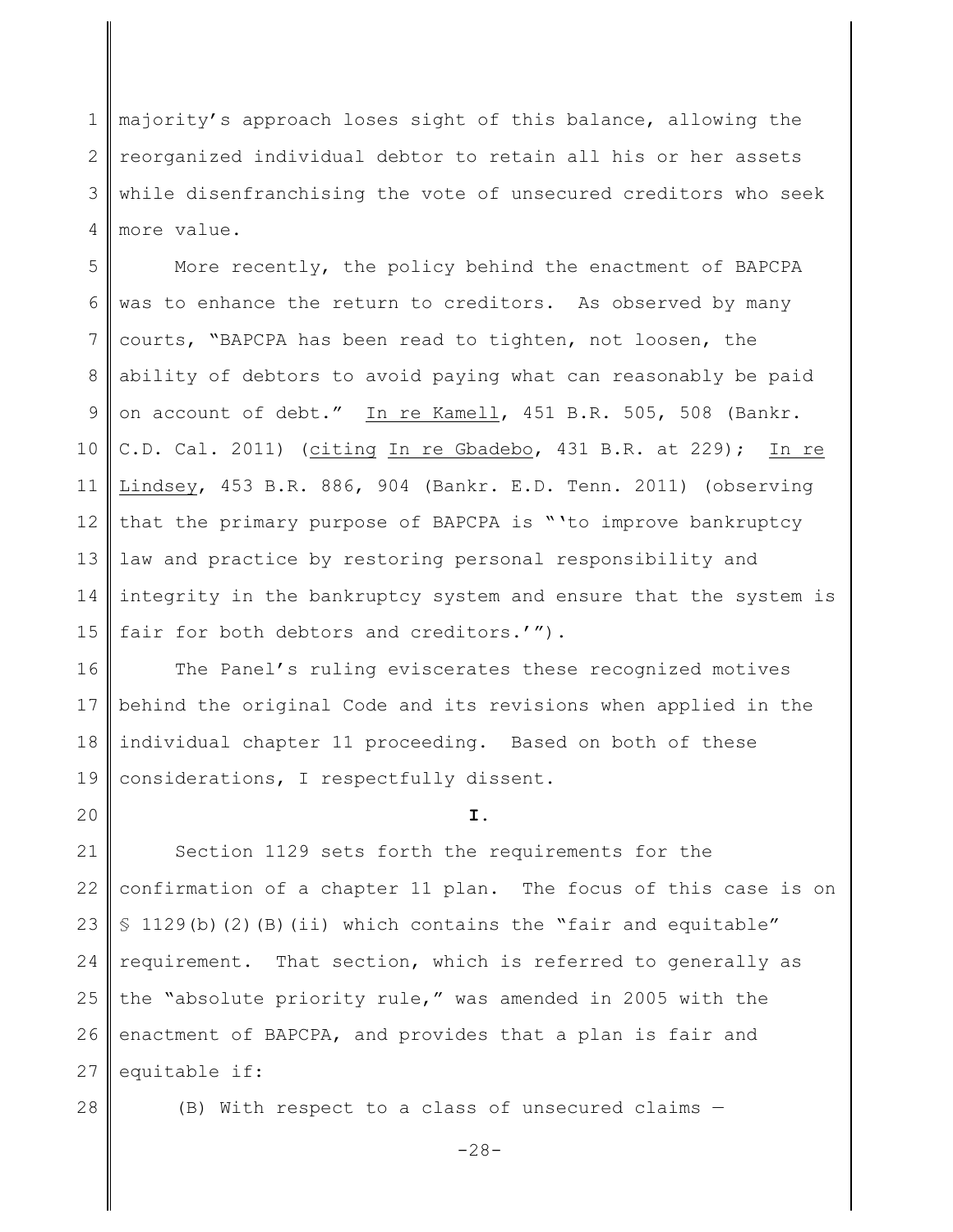majority's approach loses sight of this balance, allowing the reorganized individual debtor to retain all his or her assets while disenfranchising the vote of unsecured creditors who seek more value.

More recently, the policy behind the enactment of BAPCPA was to enhance the return to creditors. As observed by many courts, "BAPCPA has been read to tighten, not loosen, the ability of debtors to avoid paying what can reasonably be paid on account of debt." In re Kamell, 451 B.R. 505, 508 (Bankr. C.D. Cal. 2011) (citing In re Gbadebo, 431 B.R. at 229); In re Lindsey, 453 B.R. 886, 904 (Bankr. E.D. Tenn. 2011) (observing that the primary purpose of BAPCPA is "'to improve bankruptcy law and practice by restoring personal responsibility and integrity in the bankruptcy system and ensure that the system is fair for both debtors and creditors.'").

The Panel's ruling eviscerates these recognized motives behind the original Code and its revisions when applied in the individual chapter 11 proceeding. Based on both of these considerations, I respectfully dissent.

**I.**

Section 1129 sets forth the requirements for the confirmation of a chapter 11 plan. The focus of this case is on § 1129(b)(2)(B)(ii) which contains the "fair and equitable" requirement. That section, which is referred to generally as the "absolute priority rule," was amended in 2005 with the enactment of BAPCPA, and provides that a plan is fair and equitable if:

(B) With respect to a class of unsecured claims —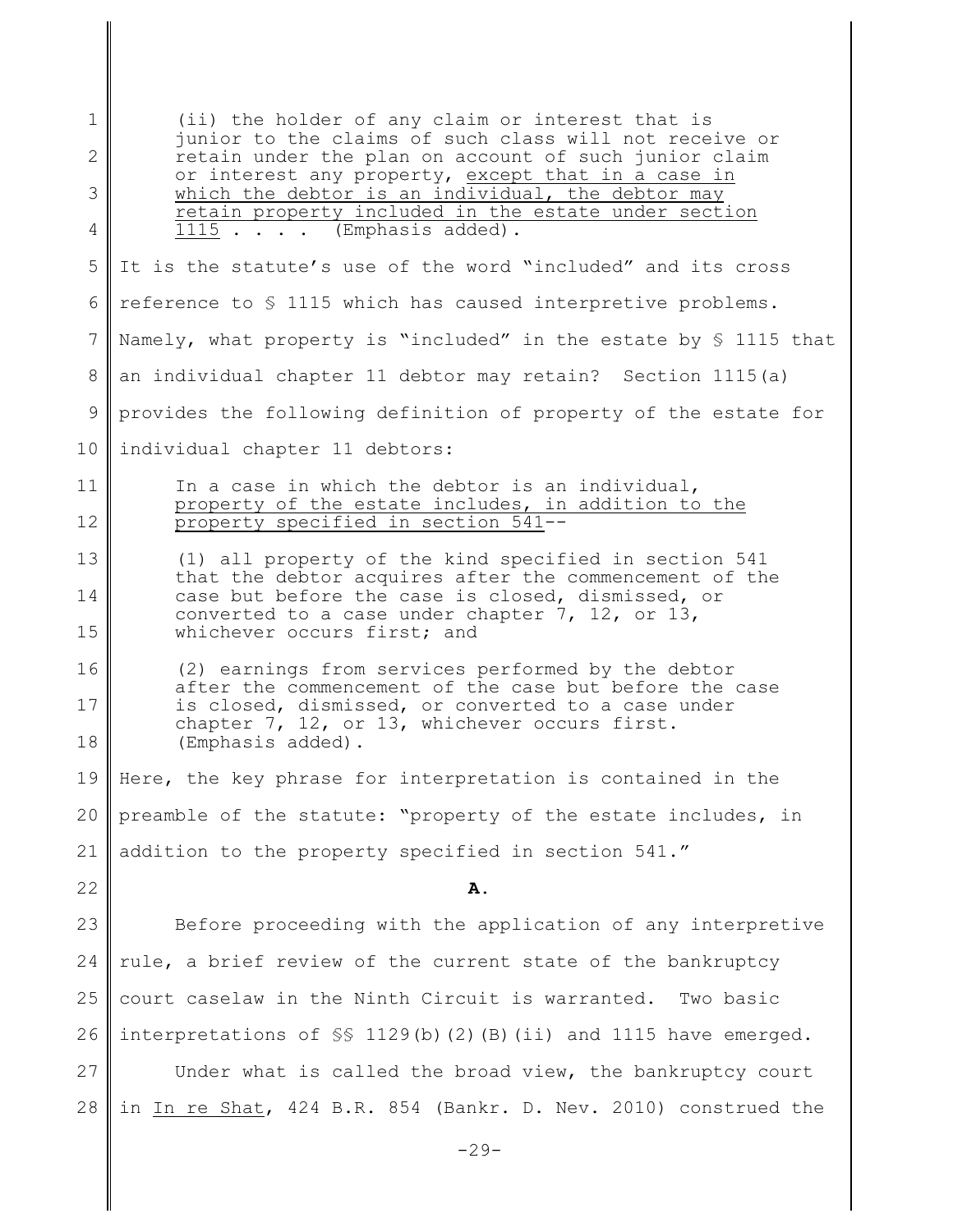> (ii) the holder of any claim or interest that is junior to the claims of such class will not receive or retain under the plan on account of such junior claim or interest any property, <u>except that in a case in which the debtor is an individual, the debtor may retain property included in the estate under section 1115</u> . . . . (Emphasis added).

It is the statute's use of the word "included" and its cross reference to § 1115 which has caused interpretive problems. Namely, what property is "included" in the estate by § 1115 that an individual chapter 11 debtor may retain? Section 1115(a) provides the following definition of property of the estate for individual chapter 11 debtors:

> In a case in which the debtor is an individual, <u>property of the estate includes, in addition to the property specified in section 541</u>--
>
> (1) all property of the kind specified in section 541 that the debtor acquires after the commencement of the case but before the case is closed, dismissed, or converted to a case under chapter 7, 12, or 13, whichever occurs first; and
>
> (2) earnings from services performed by the debtor after the commencement of the case but before the case is closed, dismissed, or converted to a case under chapter 7, 12, or 13, whichever occurs first. (Emphasis added).

Here, the key phrase for interpretation is contained in the preamble of the statute: "property of the estate includes, in addition to the property specified in section 541."

**A.**

Before proceeding with the application of any interpretive rule, a brief review of the current state of the bankruptcy court caselaw in the Ninth Circuit is warranted. Two basic interpretations of §§ 1129(b)(2)(B)(ii) and 1115 have emerged.

Under what is called the broad view, the bankruptcy court in <u>In re Shat</u>, 424 B.R. 854 (Bankr. D. Nev. 2010) construed the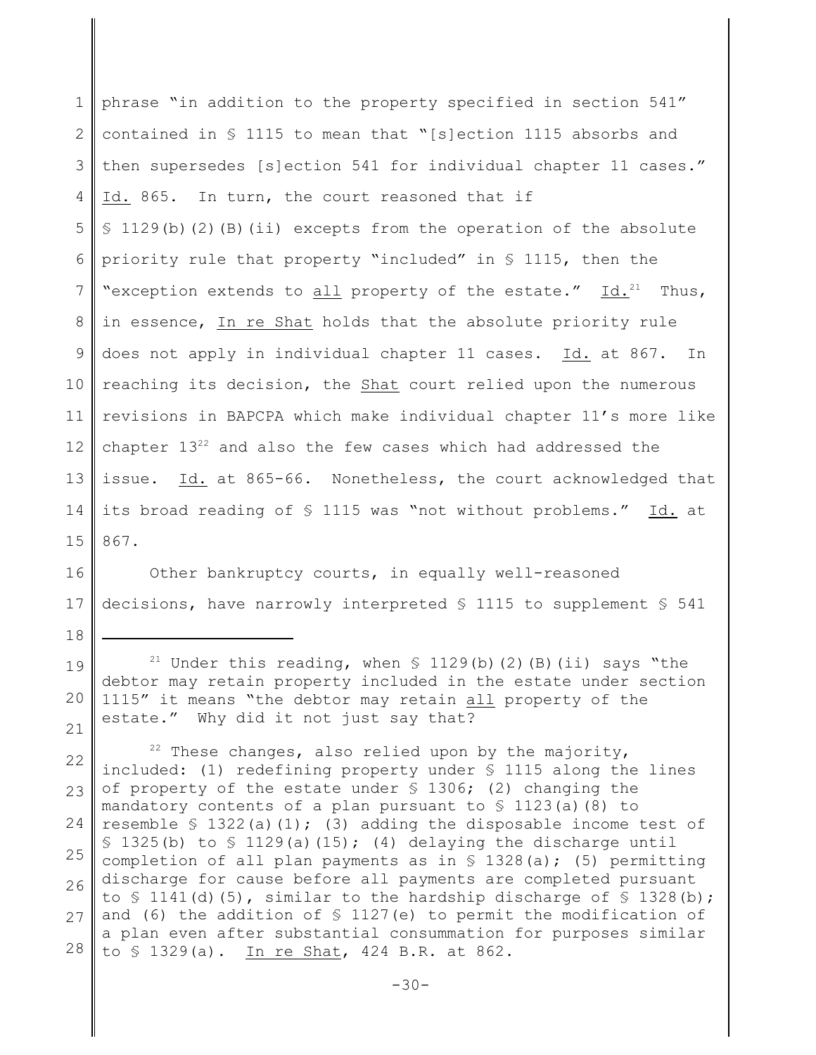phrase "in addition to the property specified in section 541" contained in § 1115 to mean that "[s]ection 1115 absorbs and then supersedes [s]ection 541 for individual chapter 11 cases." Id. 865. In turn, the court reasoned that if § 1129(b)(2)(B)(ii) excepts from the operation of the absolute priority rule that property "included" in § 1115, then the "exception extends to all property of the estate." Id.[21] Thus, in essence, In re Shat holds that the absolute priority rule does not apply in individual chapter 11 cases. Id. at 867. In reaching its decision, the Shat court relied upon the numerous revisions in BAPCPA which make individual chapter 11's more like chapter 13[22] and also the few cases which had addressed the issue. Id. at 865-66. Nonetheless, the court acknowledged that its broad reading of § 1115 was "not without problems." Id. at 867.

Other bankruptcy courts, in equally well-reasoned decisions, have narrowly interpreted § 1115 to supplement § 541

---

[21] Under this reading, when § 1129(b)(2)(B)(ii) says "the debtor may retain property included in the estate under section 1115" it means "the debtor may retain all property of the estate." Why did it not just say that?

[22] These changes, also relied upon by the majority, included: (1) redefining property under § 1115 along the lines of property of the estate under § 1306; (2) changing the mandatory contents of a plan pursuant to § 1123(a)(8) to resemble § 1322(a)(1); (3) adding the disposable income test of § 1325(b) to § 1129(a)(15); (4) delaying the discharge until completion of all plan payments as in § 1328(a); (5) permitting discharge for cause before all payments are completed pursuant to § 1141(d)(5), similar to the hardship discharge of § 1328(b); and (6) the addition of § 1127(e) to permit the modification of a plan even after substantial consummation for purposes similar to § 1329(a). In re Shat, 424 B.R. at 862.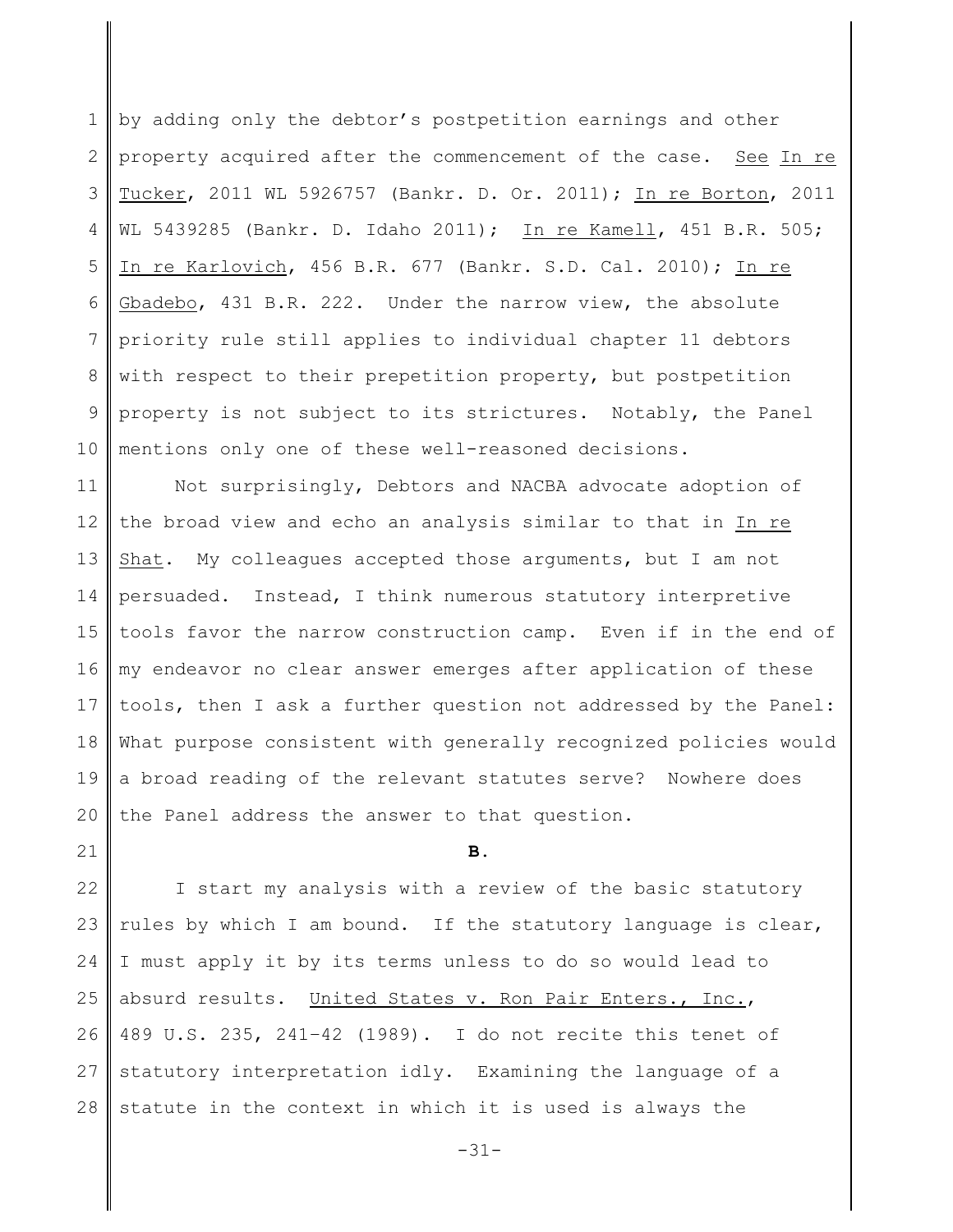by adding only the debtor's postpetition earnings and other property acquired after the commencement of the case. See In re Tucker, 2011 WL 5926757 (Bankr. D. Or. 2011); In re Borton, 2011 WL 5439285 (Bankr. D. Idaho 2011); In re Kamell, 451 B.R. 505; In re Karlovich, 456 B.R. 677 (Bankr. S.D. Cal. 2010); In re Gbadebo, 431 B.R. 222. Under the narrow view, the absolute priority rule still applies to individual chapter 11 debtors with respect to their prepetition property, but postpetition property is not subject to its strictures. Notably, the Panel mentions only one of these well-reasoned decisions.

Not surprisingly, Debtors and NACBA advocate adoption of the broad view and echo an analysis similar to that in In re Shat. My colleagues accepted those arguments, but I am not persuaded. Instead, I think numerous statutory interpretive tools favor the narrow construction camp. Even if in the end of my endeavor no clear answer emerges after application of these tools, then I ask a further question not addressed by the Panel: What purpose consistent with generally recognized policies would a broad reading of the relevant statutes serve? Nowhere does the Panel address the answer to that question.

**B.**

I start my analysis with a review of the basic statutory rules by which I am bound. If the statutory language is clear, I must apply it by its terms unless to do so would lead to absurd results. United States v. Ron Pair Enters., Inc., 489 U.S. 235, 241–42 (1989). I do not recite this tenet of statutory interpretation idly. Examining the language of a statute in the context in which it is used is always the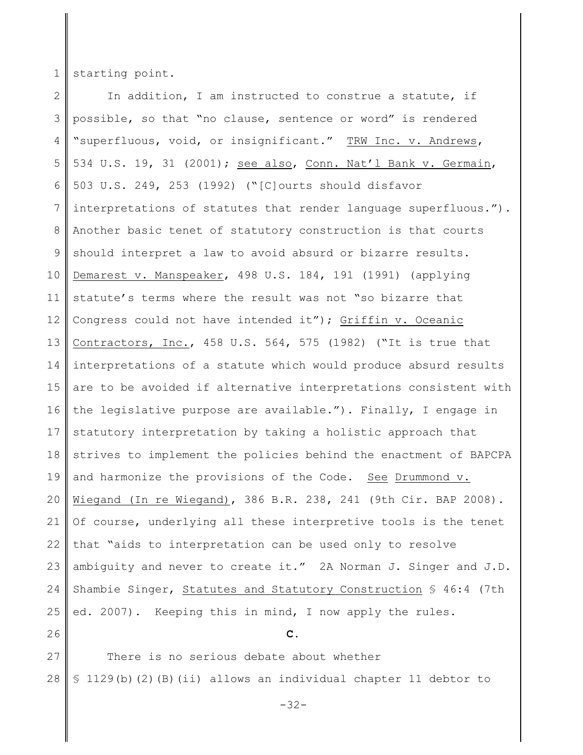starting point.

In addition, I am instructed to construe a statute, if possible, so that "no clause, sentence or word" is rendered "superfluous, void, or insignificant." TRW Inc. v. Andrews, 534 U.S. 19, 31 (2001); see also, Conn. Nat'l Bank v. Germain, 503 U.S. 249, 253 (1992) ("[C]ourts should disfavor interpretations of statutes that render language superfluous."). Another basic tenet of statutory construction is that courts should interpret a law to avoid absurd or bizarre results. Demarest v. Manspeaker, 498 U.S. 184, 191 (1991) (applying statute's terms where the result was not "so bizarre that Congress could not have intended it"); Griffin v. Oceanic Contractors, Inc., 458 U.S. 564, 575 (1982) ("It is true that interpretations of a statute which would produce absurd results are to be avoided if alternative interpretations consistent with the legislative purpose are available."). Finally, I engage in statutory interpretation by taking a holistic approach that strives to implement the policies behind the enactment of BAPCPA and harmonize the provisions of the Code. See Drummond v. Wiegand (In re Wiegand), 386 B.R. 238, 241 (9th Cir. BAP 2008). Of course, underlying all these interpretive tools is the tenet that "aids to interpretation can be used only to resolve ambiguity and never to create it." 2A Norman J. Singer and J.D. Shambie Singer, Statutes and Statutory Construction § 46:4 (7th ed. 2007). Keeping this in mind, I now apply the rules.

**C.**

There is no serious debate about whether § 1129(b)(2)(B)(ii) allows an individual chapter 11 debtor to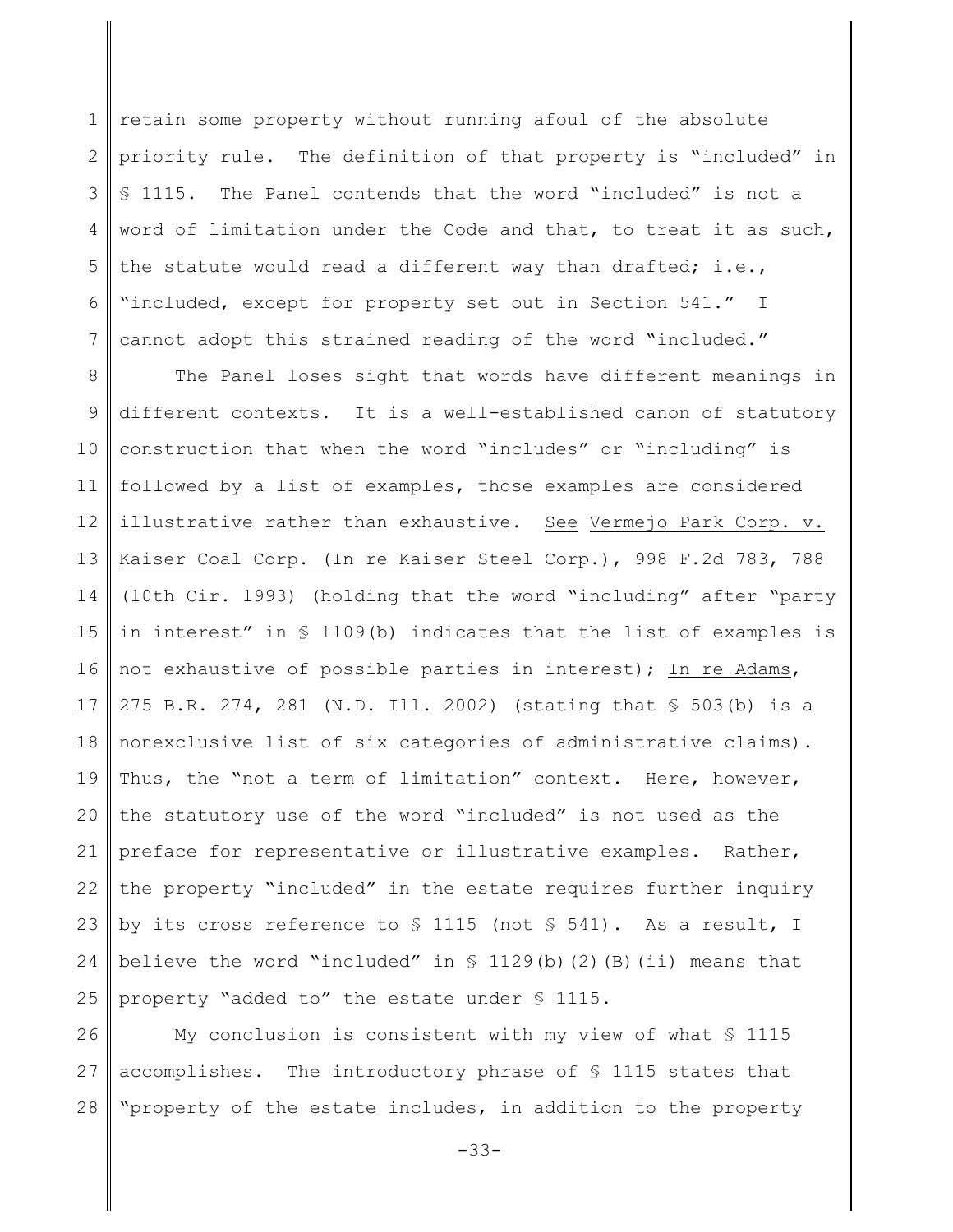retain some property without running afoul of the absolute priority rule. The definition of that property is "included" in § 1115. The Panel contends that the word "included" is not a word of limitation under the Code and that, to treat it as such, the statute would read a different way than drafted; i.e., "included, except for property set out in Section 541." I cannot adopt this strained reading of the word "included."

The Panel loses sight that words have different meanings in different contexts. It is a well-established canon of statutory construction that when the word "includes" or "including" is followed by a list of examples, those examples are considered illustrative rather than exhaustive. See Vermejo Park Corp. v. Kaiser Coal Corp. (In re Kaiser Steel Corp.), 998 F.2d 783, 788 (10th Cir. 1993) (holding that the word "including" after "party in interest" in § 1109(b) indicates that the list of examples is not exhaustive of possible parties in interest); In re Adams, 275 B.R. 274, 281 (N.D. Ill. 2002) (stating that § 503(b) is a nonexclusive list of six categories of administrative claims). Thus, the "not a term of limitation" context. Here, however, the statutory use of the word "included" is not used as the preface for representative or illustrative examples. Rather, the property "included" in the estate requires further inquiry by its cross reference to § 1115 (not § 541). As a result, I believe the word "included" in § 1129(b)(2)(B)(ii) means that property "added to" the estate under § 1115.

My conclusion is consistent with my view of what § 1115 accomplishes. The introductory phrase of § 1115 states that "property of the estate includes, in addition to the property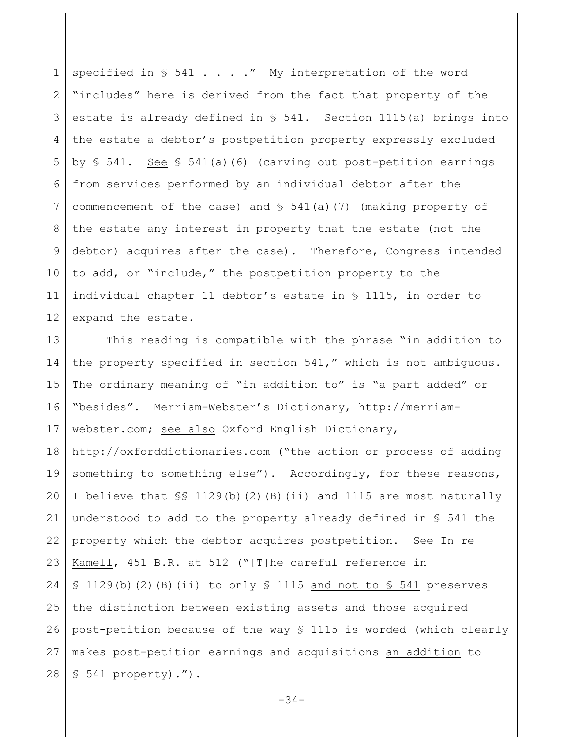specified in § 541 . . . ." My interpretation of the word "includes" here is derived from the fact that property of the estate is already defined in § 541. Section 1115(a) brings into the estate a debtor's postpetition property expressly excluded by § 541. <u>See</u> § 541(a)(6) (carving out post-petition earnings from services performed by an individual debtor after the commencement of the case) and § 541(a)(7) (making property of the estate any interest in property that the estate (not the debtor) acquires after the case). Therefore, Congress intended to add, or "include," the postpetition property to the individual chapter 11 debtor's estate in § 1115, in order to expand the estate.

This reading is compatible with the phrase "in addition to the property specified in section 541," which is not ambiguous. The ordinary meaning of "in addition to" is "a part added" or "besides". Merriam-Webster's Dictionary, http://merriam-webster.com; <u>see also</u> Oxford English Dictionary, http://oxforddictionaries.com ("the action or process of adding something to something else"). Accordingly, for these reasons, I believe that §§ 1129(b)(2)(B)(ii) and 1115 are most naturally understood to add to the property already defined in § 541 the property which the debtor acquires postpetition. <u>See</u> <u>In re Kamell</u>, 451 B.R. at 512 ("[T]he careful reference in § 1129(b)(2)(B)(ii) to only § 1115 <u>and not to § 541</u> preserves the distinction between existing assets and those acquired post-petition because of the way § 1115 is worded (which clearly makes post-petition earnings and acquisitions <u>an addition</u> to § 541 property).").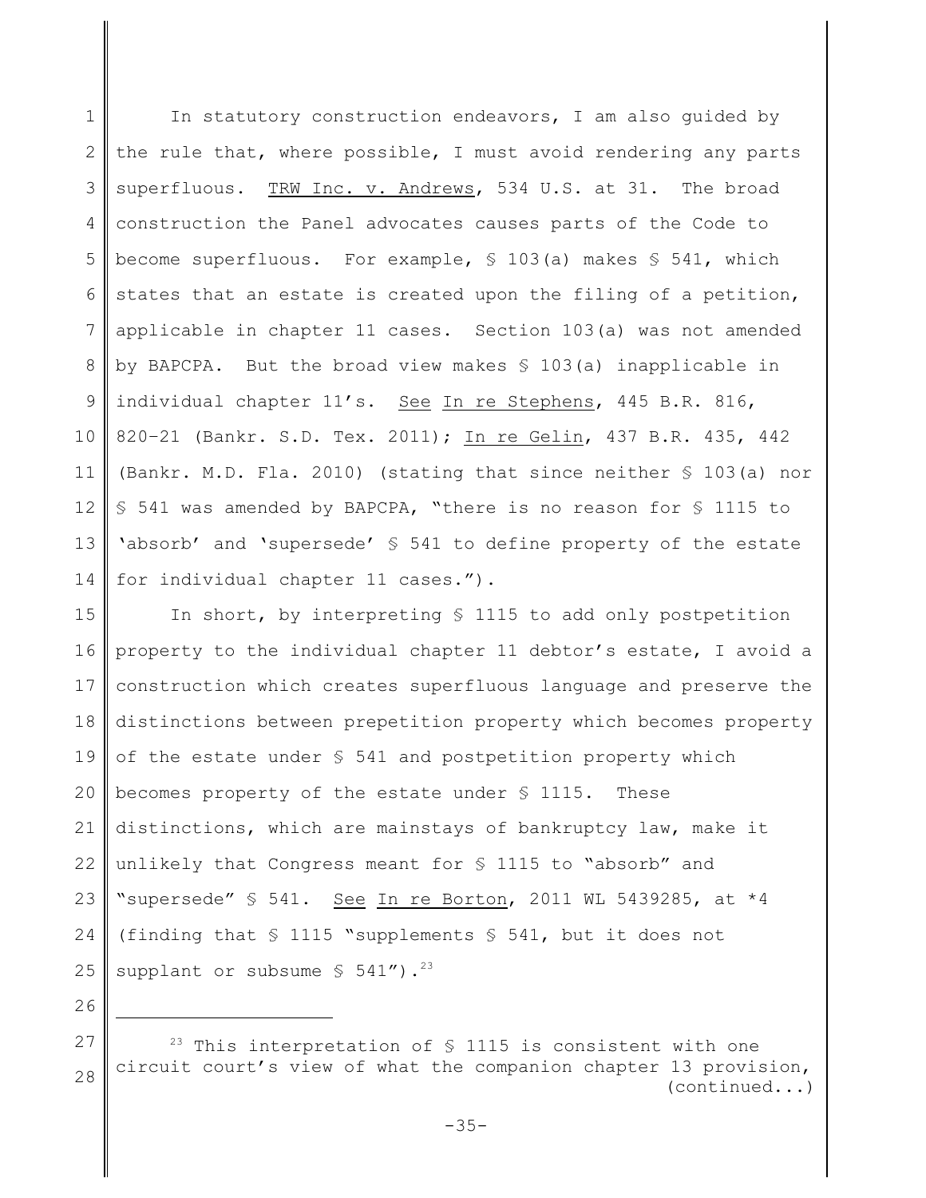In statutory construction endeavors, I am also guided by the rule that, where possible, I must avoid rendering any parts superfluous. TRW Inc. v. Andrews, 534 U.S. at 31. The broad construction the Panel advocates causes parts of the Code to become superfluous. For example, § 103(a) makes § 541, which states that an estate is created upon the filing of a petition, applicable in chapter 11 cases. Section 103(a) was not amended by BAPCPA. But the broad view makes § 103(a) inapplicable in individual chapter 11's. See In re Stephens, 445 B.R. 816, 820–21 (Bankr. S.D. Tex. 2011); In re Gelin, 437 B.R. 435, 442 (Bankr. M.D. Fla. 2010) (stating that since neither § 103(a) nor § 541 was amended by BAPCPA, "there is no reason for § 1115 to 'absorb' and 'supersede' § 541 to define property of the estate for individual chapter 11 cases.").

In short, by interpreting § 1115 to add only postpetition property to the individual chapter 11 debtor's estate, I avoid a construction which creates superfluous language and preserve the distinctions between prepetition property which becomes property of the estate under § 541 and postpetition property which becomes property of the estate under § 1115. These distinctions, which are mainstays of bankruptcy law, make it unlikely that Congress meant for § 1115 to "absorb" and "supersede" § 541. See In re Borton, 2011 WL 5439285, at *4 (finding that § 1115 "supplements § 541, but it does not supplant or subsume § 541").[23]

---

[23] This interpretation of § 1115 is consistent with one circuit court's view of what the companion chapter 13 provision, (continued...)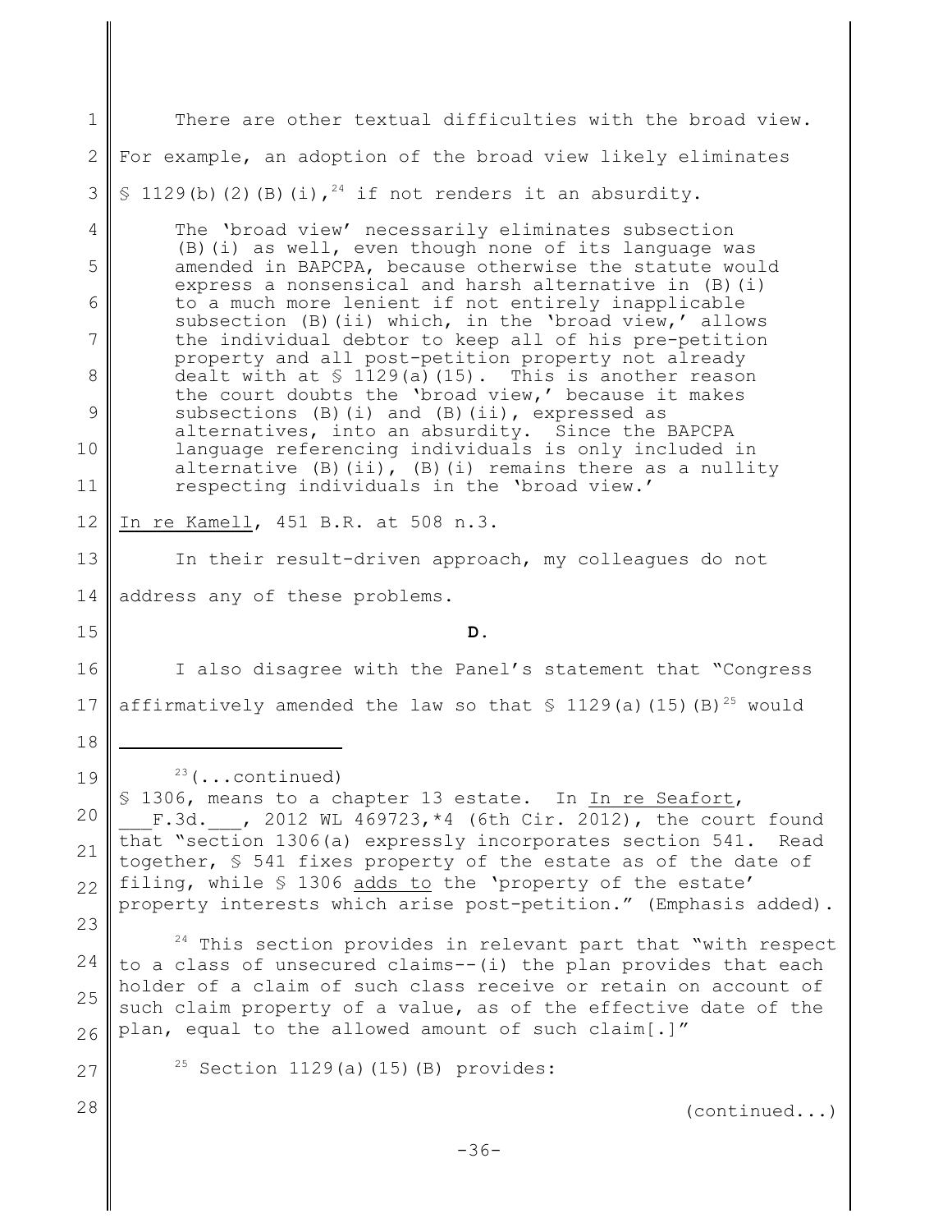There are other textual difficulties with the broad view. For example, an adoption of the broad view likely eliminates § 1129(b)(2)(B)(i),[24] if not renders it an absurdity.

> The 'broad view' necessarily eliminates subsection (B)(i) as well, even though none of its language was amended in BAPCPA, because otherwise the statute would express a nonsensical and harsh alternative in (B)(i) to a much more lenient if not entirely inapplicable subsection (B)(ii) which, in the 'broad view,' allows the individual debtor to keep all of his pre-petition property and all post-petition property not already dealt with at § 1129(a)(15). This is another reason the court doubts the 'broad view,' because it makes subsections (B)(i) and (B)(ii), expressed as alternatives, into an absurdity. Since the BAPCPA language referencing individuals is only included in alternative (B)(ii), (B)(i) remains there as a nullity respecting individuals in the 'broad view.'

In re Kamell, 451 B.R. at 508 n.3.

In their result-driven approach, my colleagues do not address any of these problems.

**D.**

I also disagree with the Panel's statement that "Congress affirmatively amended the law so that § 1129(a)(15)(B)[25] would

---

[23](...continued)
§ 1306, means to a chapter 13 estate. In In re Seafort, \_\_\_F.3d.\_\_\_, 2012 WL 469723,\*4 (6th Cir. 2012), the court found that "section 1306(a) expressly incorporates section 541. Read together, § 541 fixes property of the estate as of the date of filing, while § 1306 adds to the 'property of the estate' property interests which arise post-petition." (Emphasis added).

[24] This section provides in relevant part that "with respect to a class of unsecured claims--(i) the plan provides that each holder of a claim of such class receive or retain on account of such claim property of a value, as of the effective date of the plan, equal to the allowed amount of such claim[.]"

[25] Section 1129(a)(15)(B) provides:

(continued...)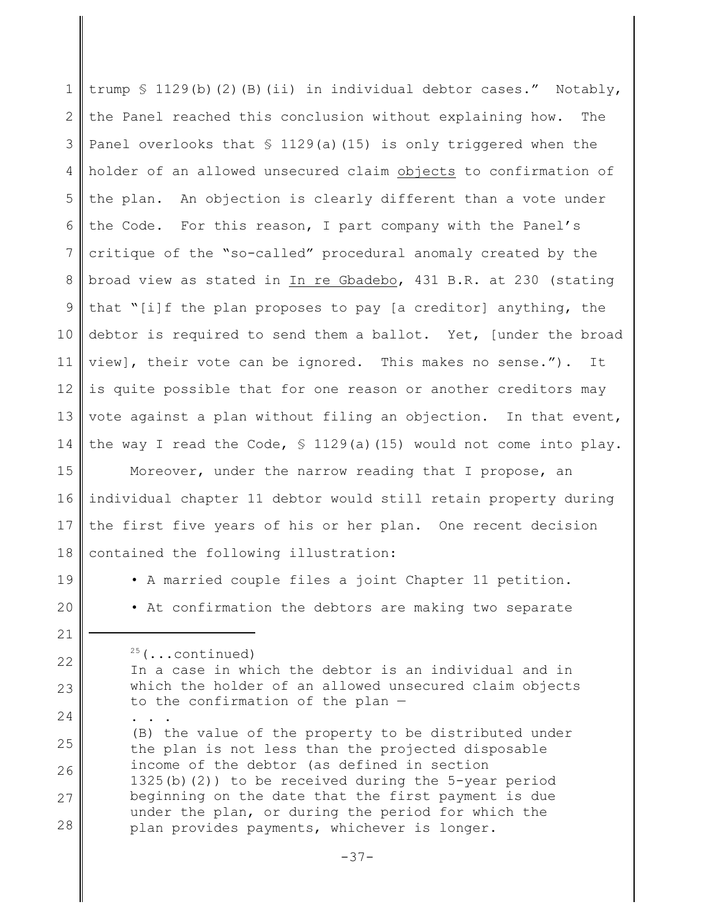trump § 1129(b)(2)(B)(ii) in individual debtor cases." Notably, the Panel reached this conclusion without explaining how. The Panel overlooks that § 1129(a)(15) is only triggered when the holder of an allowed unsecured claim objects to confirmation of the plan. An objection is clearly different than a vote under the Code. For this reason, I part company with the Panel's critique of the "so-called" procedural anomaly created by the broad view as stated in In re Gbadebo, 431 B.R. at 230 (stating that "[i]f the plan proposes to pay [a creditor] anything, the debtor is required to send them a ballot. Yet, [under the broad view], their vote can be ignored. This makes no sense."). It is quite possible that for one reason or another creditors may vote against a plan without filing an objection. In that event, the way I read the Code, § 1129(a)(15) would not come into play.

Moreover, under the narrow reading that I propose, an individual chapter 11 debtor would still retain property during the first five years of his or her plan. One recent decision contained the following illustration:

- A married couple files a joint Chapter 11 petition.
- At confirmation the debtors are making two separate

---

[25](...continued)

> In a case in which the debtor is an individual and in which the holder of an allowed unsecured claim objects to the confirmation of the plan —
>
> . . .
>
> (B) the value of the property to be distributed under the plan is not less than the projected disposable income of the debtor (as defined in section 1325(b)(2)) to be received during the 5-year period beginning on the date that the first payment is due under the plan, or during the period for which the plan provides payments, whichever is longer.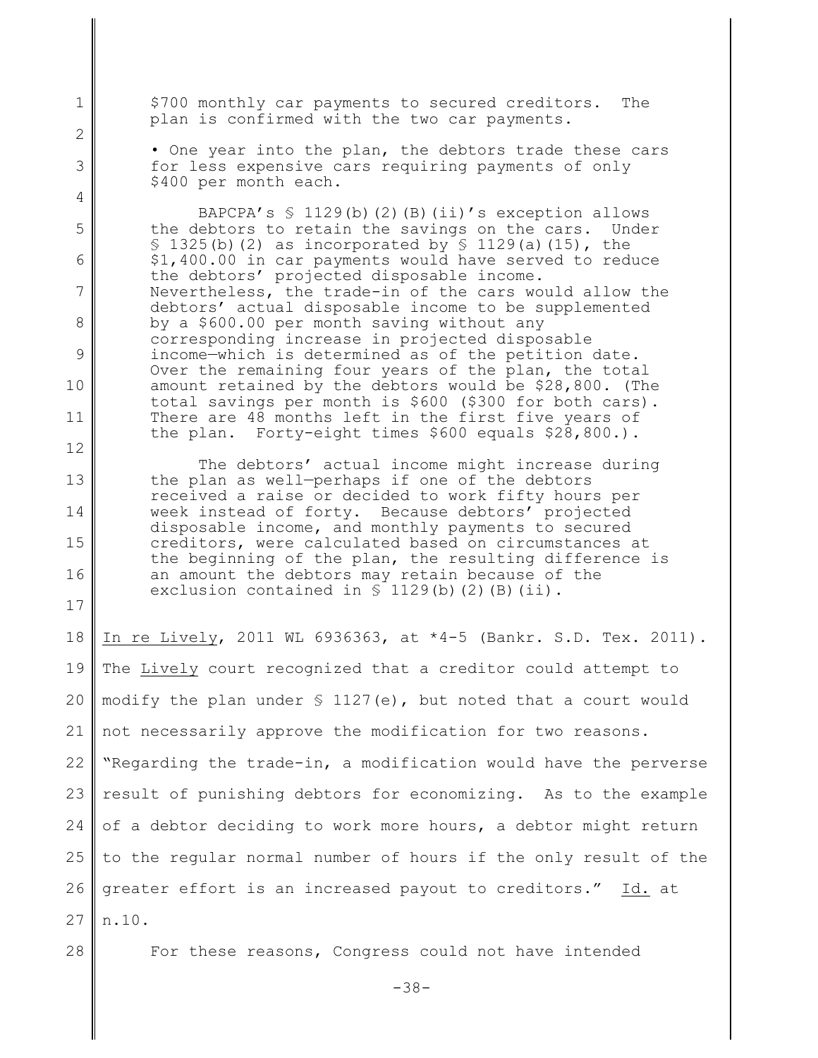> \$700 monthly car payments to secured creditors. The plan is confirmed with the two car payments.
>
> • One year into the plan, the debtors trade these cars for less expensive cars requiring payments of only \$400 per month each.
>
> BAPCPA's § 1129(b)(2)(B)(ii)'s exception allows the debtors to retain the savings on the cars. Under § 1325(b)(2) as incorporated by § 1129(a)(15), the \$1,400.00 in car payments would have served to reduce the debtors' projected disposable income. Nevertheless, the trade-in of the cars would allow the debtors' actual disposable income to be supplemented by a \$600.00 per month saving without any corresponding increase in projected disposable income—which is determined as of the petition date. Over the remaining four years of the plan, the total amount retained by the debtors would be \$28,800. (The total savings per month is \$600 (\$300 for both cars). There are 48 months left in the first five years of the plan. Forty-eight times \$600 equals \$28,800.).
>
> The debtors' actual income might increase during the plan as well—perhaps if one of the debtors received a raise or decided to work fifty hours per week instead of forty. Because debtors' projected disposable income, and monthly payments to secured creditors, were calculated based on circumstances at the beginning of the plan, the resulting difference is an amount the debtors may retain because of the exclusion contained in § 1129(b)(2)(B)(ii).

In re Lively, 2011 WL 6936363, at *4-5 (Bankr. S.D. Tex. 2011). The Lively court recognized that a creditor could attempt to modify the plan under § 1127(e), but noted that a court would not necessarily approve the modification for two reasons. "Regarding the trade-in, a modification would have the perverse result of punishing debtors for economizing. As to the example of a debtor deciding to work more hours, a debtor might return to the regular normal number of hours if the only result of the greater effort is an increased payout to creditors." Id. at n.10.

For these reasons, Congress could not have intended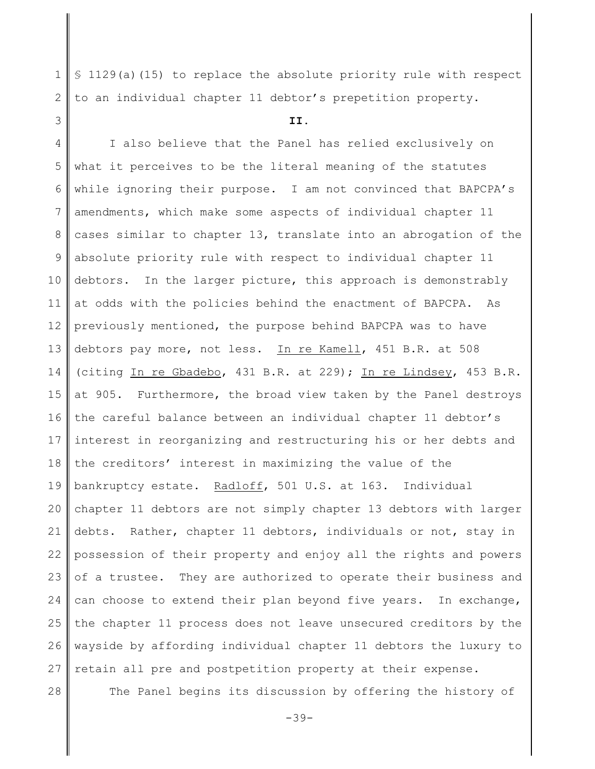§ 1129(a)(15) to replace the absolute priority rule with respect to an individual chapter 11 debtor's prepetition property.

**II.**

I also believe that the Panel has relied exclusively on what it perceives to be the literal meaning of the statutes while ignoring their purpose. I am not convinced that BAPCPA's amendments, which make some aspects of individual chapter 11 cases similar to chapter 13, translate into an abrogation of the absolute priority rule with respect to individual chapter 11 debtors. In the larger picture, this approach is demonstrably at odds with the policies behind the enactment of BAPCPA. As previously mentioned, the purpose behind BAPCPA was to have debtors pay more, not less. In re Kamell, 451 B.R. at 508 (citing In re Gbadebo, 431 B.R. at 229); In re Lindsey, 453 B.R. at 905. Furthermore, the broad view taken by the Panel destroys the careful balance between an individual chapter 11 debtor's interest in reorganizing and restructuring his or her debts and the creditors' interest in maximizing the value of the bankruptcy estate. Radloff, 501 U.S. at 163. Individual chapter 11 debtors are not simply chapter 13 debtors with larger debts. Rather, chapter 11 debtors, individuals or not, stay in possession of their property and enjoy all the rights and powers of a trustee. They are authorized to operate their business and can choose to extend their plan beyond five years. In exchange, the chapter 11 process does not leave unsecured creditors by the wayside by affording individual chapter 11 debtors the luxury to retain all pre and postpetition property at their expense.

The Panel begins its discussion by offering the history of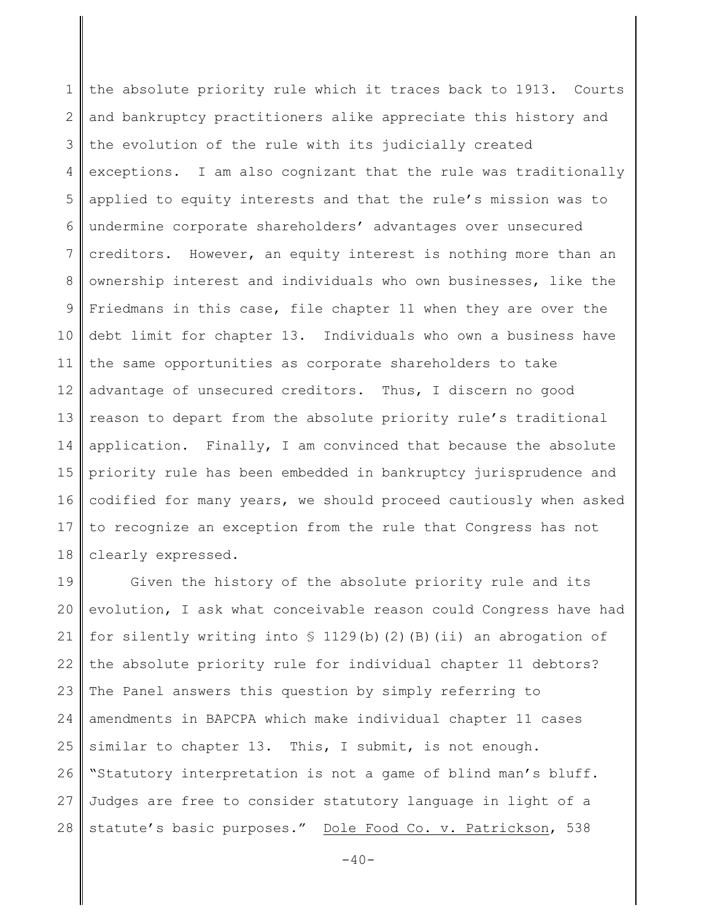the absolute priority rule which it traces back to 1913. Courts and bankruptcy practitioners alike appreciate this history and the evolution of the rule with its judicially created exceptions. I am also cognizant that the rule was traditionally applied to equity interests and that the rule's mission was to undermine corporate shareholders' advantages over unsecured creditors. However, an equity interest is nothing more than an ownership interest and individuals who own businesses, like the Friedmans in this case, file chapter 11 when they are over the debt limit for chapter 13. Individuals who own a business have the same opportunities as corporate shareholders to take advantage of unsecured creditors. Thus, I discern no good reason to depart from the absolute priority rule's traditional application. Finally, I am convinced that because the absolute priority rule has been embedded in bankruptcy jurisprudence and codified for many years, we should proceed cautiously when asked to recognize an exception from the rule that Congress has not clearly expressed.

Given the history of the absolute priority rule and its evolution, I ask what conceivable reason could Congress have had for silently writing into § 1129(b)(2)(B)(ii) an abrogation of the absolute priority rule for individual chapter 11 debtors? The Panel answers this question by simply referring to amendments in BAPCPA which make individual chapter 11 cases similar to chapter 13. This, I submit, is not enough. "Statutory interpretation is not a game of blind man's bluff. Judges are free to consider statutory language in light of a statute's basic purposes." Dole Food Co. v. Patrickson, 538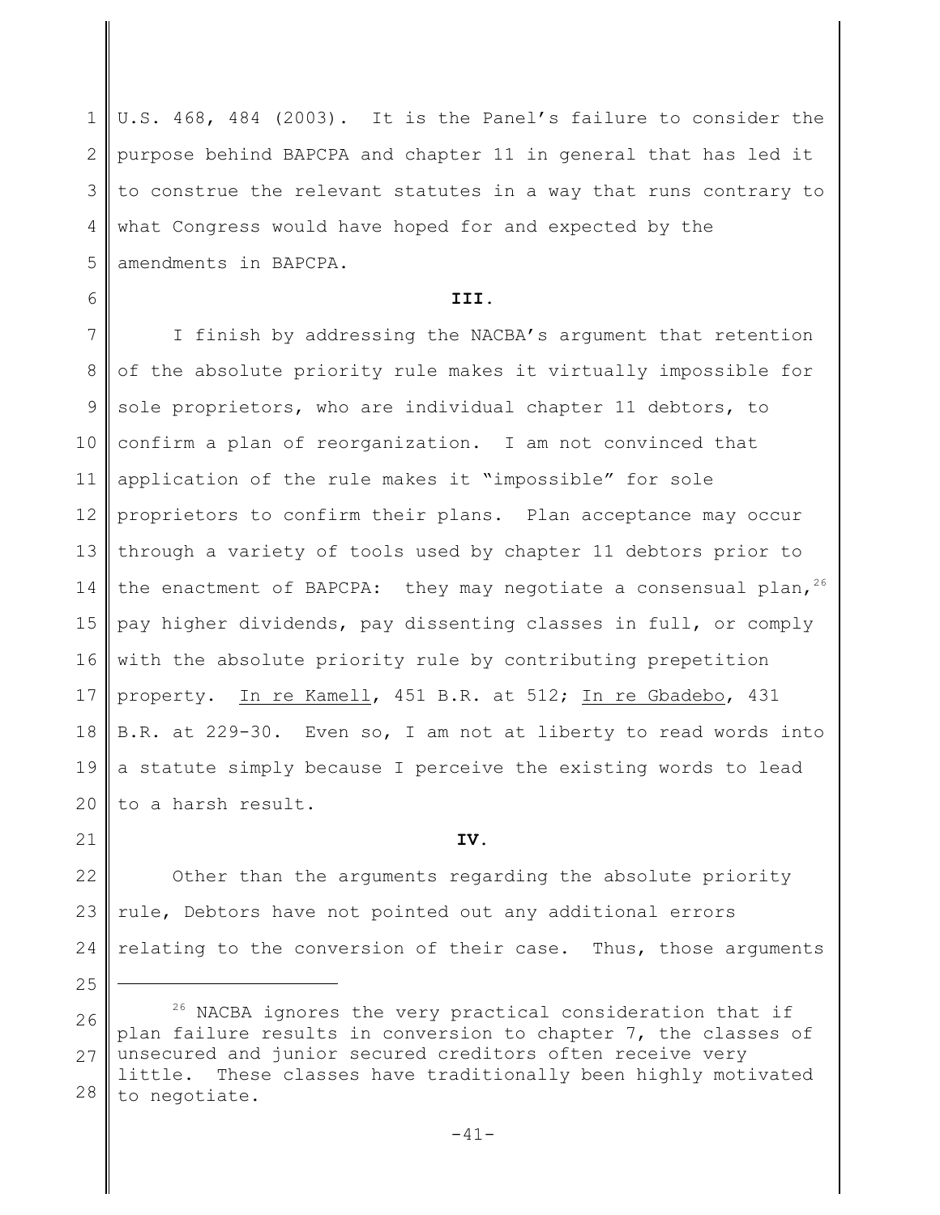U.S. 468, 484 (2003). It is the Panel's failure to consider the purpose behind BAPCPA and chapter 11 in general that has led it to construe the relevant statutes in a way that runs contrary to what Congress would have hoped for and expected by the amendments in BAPCPA.

**III.**

I finish by addressing the NACBA's argument that retention of the absolute priority rule makes it virtually impossible for sole proprietors, who are individual chapter 11 debtors, to confirm a plan of reorganization. I am not convinced that application of the rule makes it "impossible" for sole proprietors to confirm their plans. Plan acceptance may occur through a variety of tools used by chapter 11 debtors prior to the enactment of BAPCPA: they may negotiate a consensual plan,[26] pay higher dividends, pay dissenting classes in full, or comply with the absolute priority rule by contributing prepetition property. In re Kamell, 451 B.R. at 512; In re Gbadebo, 431 B.R. at 229-30. Even so, I am not at liberty to read words into a statute simply because I perceive the existing words to lead to a harsh result.

**IV.**

Other than the arguments regarding the absolute priority rule, Debtors have not pointed out any additional errors relating to the conversion of their case. Thus, those arguments

---

[26] NACBA ignores the very practical consideration that if plan failure results in conversion to chapter 7, the classes of unsecured and junior secured creditors often receive very little. These classes have traditionally been highly motivated to negotiate.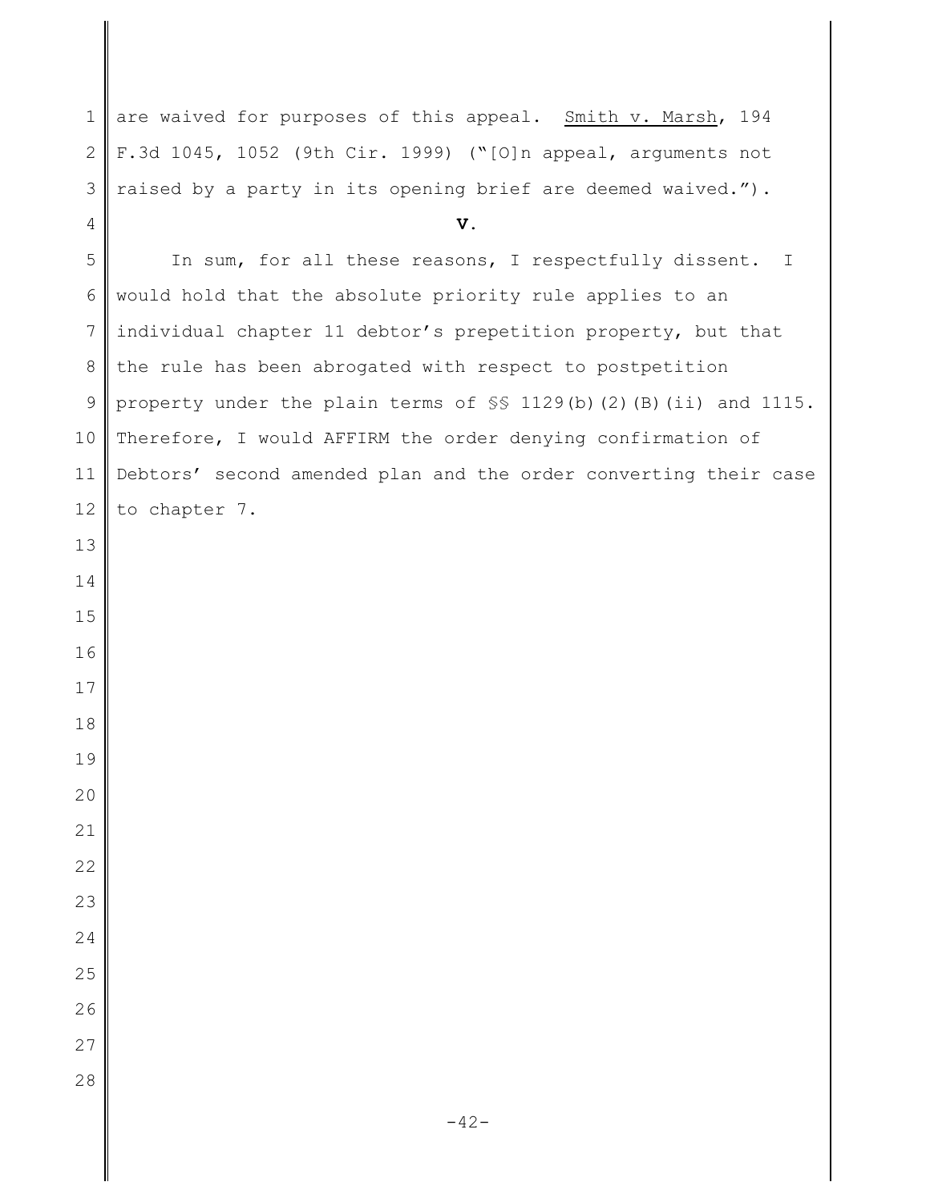are waived for purposes of this appeal. Smith v. Marsh, 194 F.3d 1045, 1052 (9th Cir. 1999) ("[O]n appeal, arguments not raised by a party in its opening brief are deemed waived.").

**V.**

In sum, for all these reasons, I respectfully dissent. I would hold that the absolute priority rule applies to an individual chapter 11 debtor's prepetition property, but that the rule has been abrogated with respect to postpetition property under the plain terms of §§ 1129(b)(2)(B)(ii) and 1115. Therefore, I would AFFIRM the order denying confirmation of Debtors' second amended plan and the order converting their case to chapter 7.